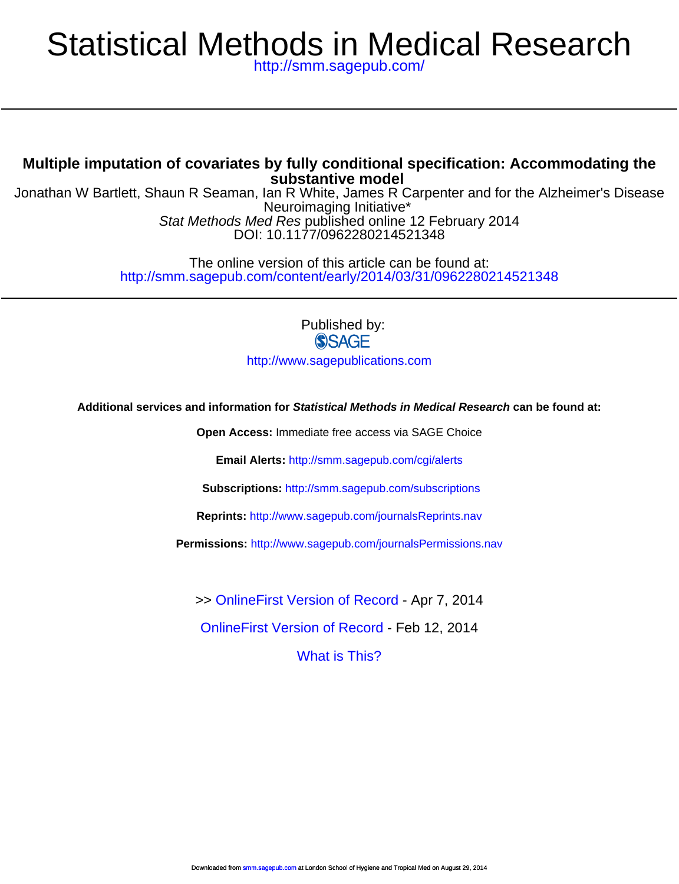# Statistical Methods in Medical Research

http://smm.sagepub.com/

## Multiple imputation of covariates by fully conditional specification: Accommodating the substantive model

Jonathan W Bartlett, Shaun R Seaman, Ian R White, James R Carpenter and for the Alzheimer's Disease Neuroimaging Initiative*

*Stat Methods Med Res* published online 12 February 2014

DOI: 10.1177/0962280214521348

The online version of this article can be found at:

http://smm.sagepub.com/content/early/2014/03/31/0962280214521348

Published by:

SAGE

http://www.sagepublications.com

**Additional services and information for *Statistical Methods in Medical Research* can be found at:**

**Open Access:** Immediate free access via SAGE Choice

**Email Alerts:** http://smm.sagepub.com/cgi/alerts

**Subscriptions:** http://smm.sagepub.com/subscriptions

**Reprints:** http://www.sagepub.com/journalsReprints.nav

**Permissions:** http://www.sagepub.com/journalsPermissions.nav

>> OnlineFirst Version of Record - Apr 7, 2014

OnlineFirst Version of Record - Feb 12, 2014

What is This?

Downloaded from smm.sagepub.com at London School of Hygiene and Tropical Med on August 29, 2014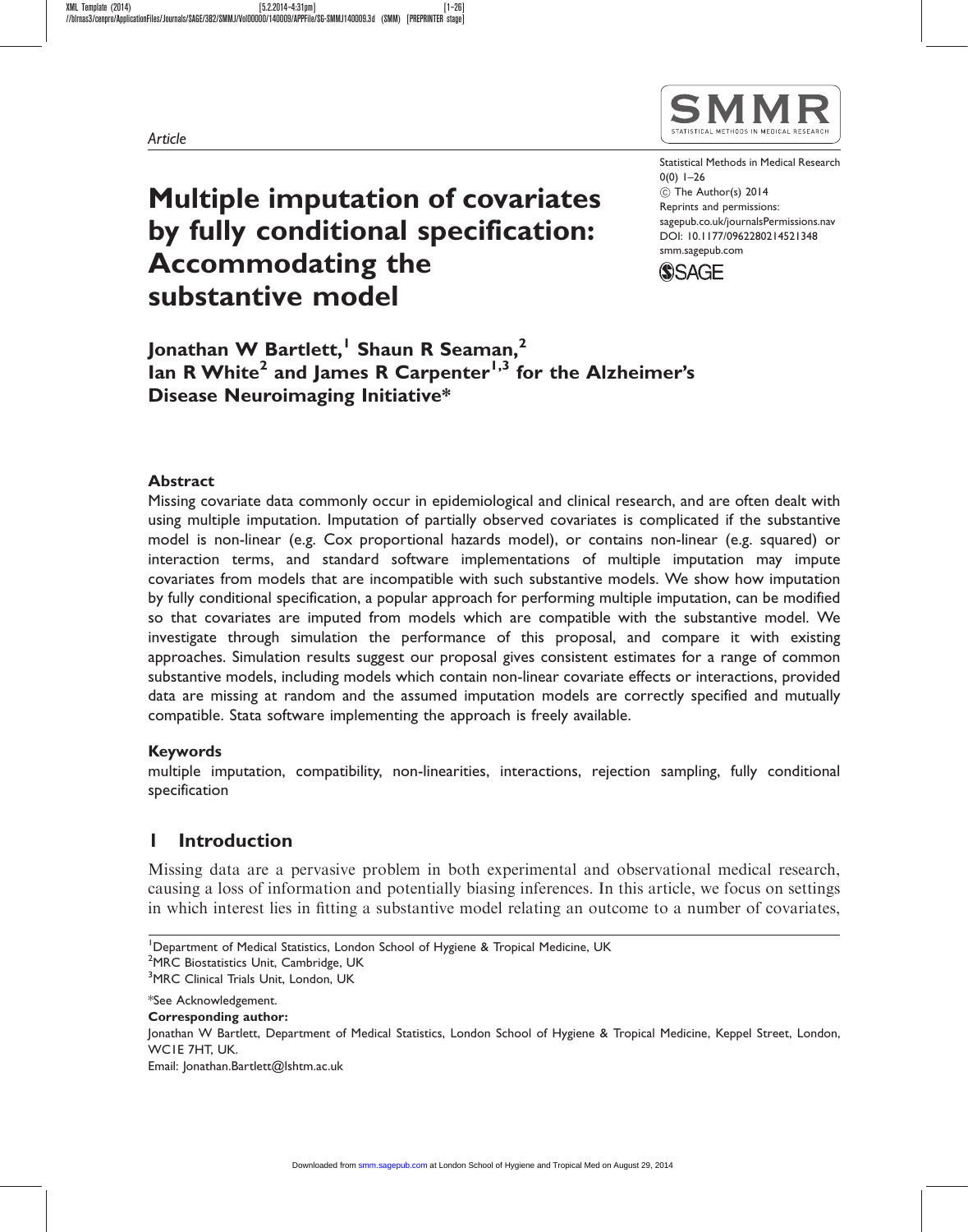Article

# Multiple imputation of covariates by fully conditional specification: Accommodating the substantive model

Statistical Methods in Medical Research
0(0) 1–26
© The Author(s) 2014
Reprints and permissions:
sagepub.co.uk/journalsPermissions.nav
DOI: 10.1177/0962280214521348
smm.sagepub.com

**Jonathan W Bartlett,[1] Shaun R Seaman,[2] Ian R White[2] and James R Carpenter[1,3] for the Alzheimer's Disease Neuroimaging Initiative***

## Abstract

Missing covariate data commonly occur in epidemiological and clinical research, and are often dealt with using multiple imputation. Imputation of partially observed covariates is complicated if the substantive model is non-linear (e.g. Cox proportional hazards model), or contains non-linear (e.g. squared) or interaction terms, and standard software implementations of multiple imputation may impute covariates from models that are incompatible with such substantive models. We show how imputation by fully conditional specification, a popular approach for performing multiple imputation, can be modified so that covariates are imputed from models which are compatible with the substantive model. We investigate through simulation the performance of this proposal, and compare it with existing approaches. Simulation results suggest our proposal gives consistent estimates for a range of common substantive models, including models which contain non-linear covariate effects or interactions, provided data are missing at random and the assumed imputation models are correctly specified and mutually compatible. Stata software implementing the approach is freely available.

## Keywords

multiple imputation, compatibility, non-linearities, interactions, rejection sampling, fully conditional specification

## 1 Introduction

Missing data are a pervasive problem in both experimental and observational medical research, causing a loss of information and potentially biasing inferences. In this article, we focus on settings in which interest lies in fitting a substantive model relating an outcome to a number of covariates,

[1]Department of Medical Statistics, London School of Hygiene & Tropical Medicine, UK
[2]MRC Biostatistics Unit, Cambridge, UK
[3]MRC Clinical Trials Unit, London, UK

*See Acknowledgement.

**Corresponding author:**
Jonathan W Bartlett, Department of Medical Statistics, London School of Hygiene & Tropical Medicine, Keppel Street, London, WC1E 7HT, UK.
Email: Jonathan.Bartlett@lshtm.ac.uk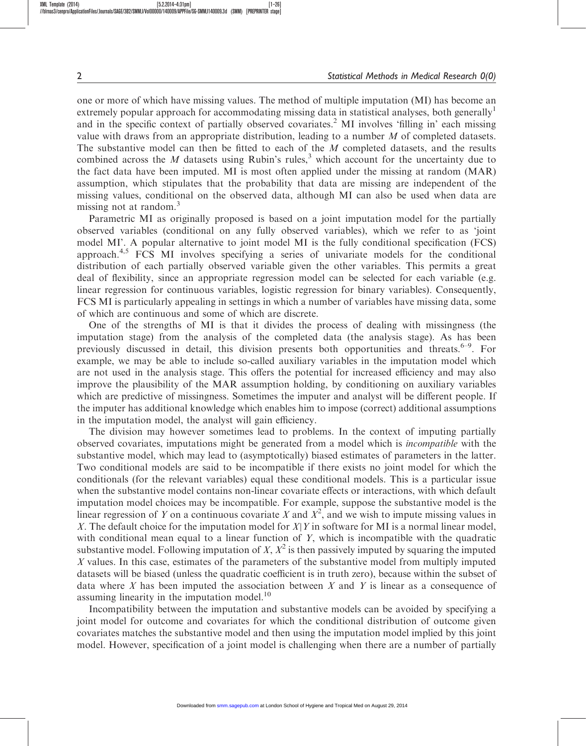one or more of which have missing values. The method of multiple imputation (MI) has become an extremely popular approach for accommodating missing data in statistical analyses, both generally[1] and in the specific context of partially observed covariates.[2] MI involves 'filling in' each missing value with draws from an appropriate distribution, leading to a number $M$ of completed datasets. The substantive model can then be fitted to each of the $M$ completed datasets, and the results combined across the $M$ datasets using Rubin's rules,[3] which account for the uncertainty due to the fact data have been imputed. MI is most often applied under the missing at random (MAR) assumption, which stipulates that the probability that data are missing are independent of the missing values, conditional on the observed data, although MI can also be used when data are missing not at random.[3]

Parametric MI as originally proposed is based on a joint imputation model for the partially observed variables (conditional on any fully observed variables), which we refer to as 'joint model MI'. A popular alternative to joint model MI is the fully conditional specification (FCS) approach.[4,5] FCS MI involves specifying a series of univariate models for the conditional distribution of each partially observed variable given the other variables. This permits a great deal of flexibility, since an appropriate regression model can be selected for each variable (e.g. linear regression for continuous variables, logistic regression for binary variables). Consequently, FCS MI is particularly appealing in settings in which a number of variables have missing data, some of which are continuous and some of which are discrete.

One of the strengths of MI is that it divides the process of dealing with missingness (the imputation stage) from the analysis of the completed data (the analysis stage). As has been previously discussed in detail, this division presents both opportunities and threats.[6–9]. For example, we may be able to include so-called auxiliary variables in the imputation model which are not used in the analysis stage. This offers the potential for increased efficiency and may also improve the plausibility of the MAR assumption holding, by conditioning on auxiliary variables which are predictive of missingness. Sometimes the imputer and analyst will be different people. If the imputer has additional knowledge which enables him to impose (correct) additional assumptions in the imputation model, the analyst will gain efficiency.

The division may however sometimes lead to problems. In the context of imputing partially observed covariates, imputations might be generated from a model which is *incompatible* with the substantive model, which may lead to (asymptotically) biased estimates of parameters in the latter. Two conditional models are said to be incompatible if there exists no joint model for which the conditionals (for the relevant variables) equal these conditional models. This is a particular issue when the substantive model contains non-linear covariate effects or interactions, with which default imputation model choices may be incompatible. For example, suppose the substantive model is the linear regression of $Y$ on a continuous covariate $X$ and $X^2$, and we wish to impute missing values in $X$. The default choice for the imputation model for $X|Y$ in software for MI is a normal linear model, with conditional mean equal to a linear function of $Y$, which is incompatible with the quadratic substantive model. Following imputation of $X$, $X^2$ is then passively imputed by squaring the imputed $X$ values. In this case, estimates of the parameters of the substantive model from multiply imputed datasets will be biased (unless the quadratic coefficient is in truth zero), because within the subset of data where $X$ has been imputed the association between $X$ and $Y$ is linear as a consequence of assuming linearity in the imputation model.[10]

Incompatibility between the imputation and substantive models can be avoided by specifying a joint model for outcome and covariates for which the conditional distribution of outcome given covariates matches the substantive model and then using the imputation model implied by this joint model. However, specification of a joint model is challenging when there are a number of partially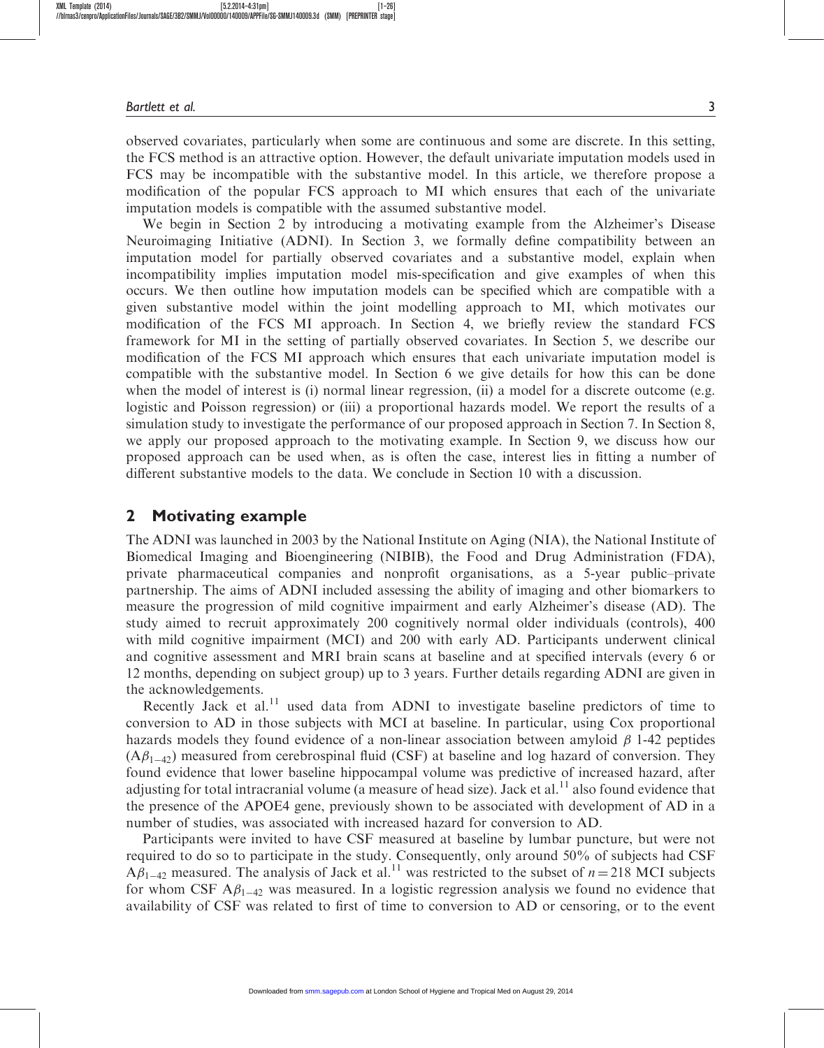observed covariates, particularly when some are continuous and some are discrete. In this setting, the FCS method is an attractive option. However, the default univariate imputation models used in FCS may be incompatible with the substantive model. In this article, we therefore propose a modification of the popular FCS approach to MI which ensures that each of the univariate imputation models is compatible with the assumed substantive model.

We begin in Section 2 by introducing a motivating example from the Alzheimer's Disease Neuroimaging Initiative (ADNI). In Section 3, we formally define compatibility between an imputation model for partially observed covariates and a substantive model, explain when incompatibility implies imputation model mis-specification and give examples of when this occurs. We then outline how imputation models can be specified which are compatible with a given substantive model within the joint modelling approach to MI, which motivates our modification of the FCS MI approach. In Section 4, we briefly review the standard FCS framework for MI in the setting of partially observed covariates. In Section 5, we describe our modification of the FCS MI approach which ensures that each univariate imputation model is compatible with the substantive model. In Section 6 we give details for how this can be done when the model of interest is (i) normal linear regression, (ii) a model for a discrete outcome (e.g. logistic and Poisson regression) or (iii) a proportional hazards model. We report the results of a simulation study to investigate the performance of our proposed approach in Section 7. In Section 8, we apply our proposed approach to the motivating example. In Section 9, we discuss how our proposed approach can be used when, as is often the case, interest lies in fitting a number of different substantive models to the data. We conclude in Section 10 with a discussion.

## 2 Motivating example

The ADNI was launched in 2003 by the National Institute on Aging (NIA), the National Institute of Biomedical Imaging and Bioengineering (NIBIB), the Food and Drug Administration (FDA), private pharmaceutical companies and nonprofit organisations, as a 5-year public–private partnership. The aims of ADNI included assessing the ability of imaging and other biomarkers to measure the progression of mild cognitive impairment and early Alzheimer's disease (AD). The study aimed to recruit approximately 200 cognitively normal older individuals (controls), 400 with mild cognitive impairment (MCI) and 200 with early AD. Participants underwent clinical and cognitive assessment and MRI brain scans at baseline and at specified intervals (every 6 or 12 months, depending on subject group) up to 3 years. Further details regarding ADNI are given in the acknowledgements.

Recently Jack et al.[11] used data from ADNI to investigate baseline predictors of time to conversion to AD in those subjects with MCI at baseline. In particular, using Cox proportional hazards models they found evidence of a non-linear association between amyloid $\beta$ 1-42 peptides ($A\beta_{1-42}$) measured from cerebrospinal fluid (CSF) at baseline and log hazard of conversion. They found evidence that lower baseline hippocampal volume was predictive of increased hazard, after adjusting for total intracranial volume (a measure of head size). Jack et al.[11] also found evidence that the presence of the APOE4 gene, previously shown to be associated with development of AD in a number of studies, was associated with increased hazard for conversion to AD.

Participants were invited to have CSF measured at baseline by lumbar puncture, but were not required to do so to participate in the study. Consequently, only around 50% of subjects had CSF $A\beta_{1-42}$ measured. The analysis of Jack et al.[11] was restricted to the subset of $n = 218$ MCI subjects for whom CSF $A\beta_{1-42}$ was measured. In a logistic regression analysis we found no evidence that availability of CSF was related to first of time to conversion to AD or censoring, or to the event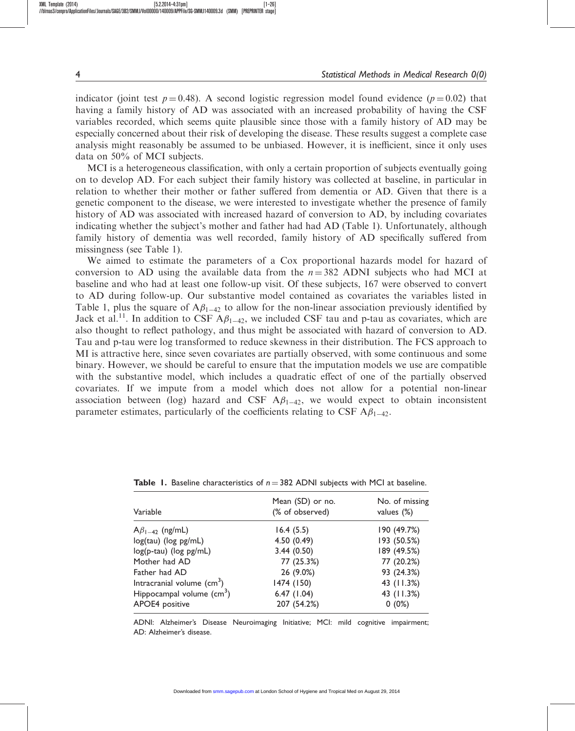indicator (joint test $p = 0.48$). A second logistic regression model found evidence ($p = 0.02$) that having a family history of AD was associated with an increased probability of having the CSF variables recorded, which seems quite plausible since those with a family history of AD may be especially concerned about their risk of developing the disease. These results suggest a complete case analysis might reasonably be assumed to be unbiased. However, it is inefficient, since it only uses data on 50% of MCI subjects.

MCI is a heterogeneous classification, with only a certain proportion of subjects eventually going on to develop AD. For each subject their family history was collected at baseline, in particular in relation to whether their mother or father suffered from dementia or AD. Given that there is a genetic component to the disease, we were interested to investigate whether the presence of family history of AD was associated with increased hazard of conversion to AD, by including covariates indicating whether the subject's mother and father had had AD (Table 1). Unfortunately, although family history of dementia was well recorded, family history of AD specifically suffered from missingness (see Table 1).

We aimed to estimate the parameters of a Cox proportional hazards model for hazard of conversion to AD using the available data from the $n = 382$ ADNI subjects who had MCI at baseline and who had at least one follow-up visit. Of these subjects, 167 were observed to convert to AD during follow-up. Our substantive model contained as covariates the variables listed in Table 1, plus the square of $A\beta_{1-42}$ to allow for the non-linear association previously identified by Jack et al.[11]. In addition to CSF $A\beta_{1-42}$, we included CSF tau and p-tau as covariates, which are also thought to reflect pathology, and thus might be associated with hazard of conversion to AD. Tau and p-tau were log transformed to reduce skewness in their distribution. The FCS approach to MI is attractive here, since seven covariates are partially observed, with some continuous and some binary. However, we should be careful to ensure that the imputation models we use are compatible with the substantive model, which includes a quadratic effect of one of the partially observed covariates. If we impute from a model which does not allow for a potential non-linear association between (log) hazard and CSF $A\beta_{1-42}$, we would expect to obtain inconsistent parameter estimates, particularly of the coefficients relating to CSF $A\beta_{1-42}$.

**Table 1.** Baseline characteristics of $n = 382$ ADNI subjects with MCI at baseline.

| Variable | Mean (SD) or no. (% of observed) | No. of missing values (%) |
|---|---|---|
| $A\beta_{1-42}$ (ng/mL) | 16.4 (5.5) | 190 (49.7%) |
| log(tau) (log pg/mL) | 4.50 (0.49) | 193 (50.5%) |
| log(p-tau) (log pg/mL) | 3.44 (0.50) | 189 (49.5%) |
| Mother had AD | 77 (25.3%) | 77 (20.2%) |
| Father had AD | 26 (9.0%) | 93 (24.3%) |
| Intracranial volume ($cm^3$) | 1474 (150) | 43 (11.3%) |
| Hippocampal volume ($cm^3$) | 6.47 (1.04) | 43 (11.3%) |
| APOE4 positive | 207 (54.2%) | 0 (0%) |

ADNI: Alzheimer's Disease Neuroimaging Initiative; MCI: mild cognitive impairment; AD: Alzheimer's disease.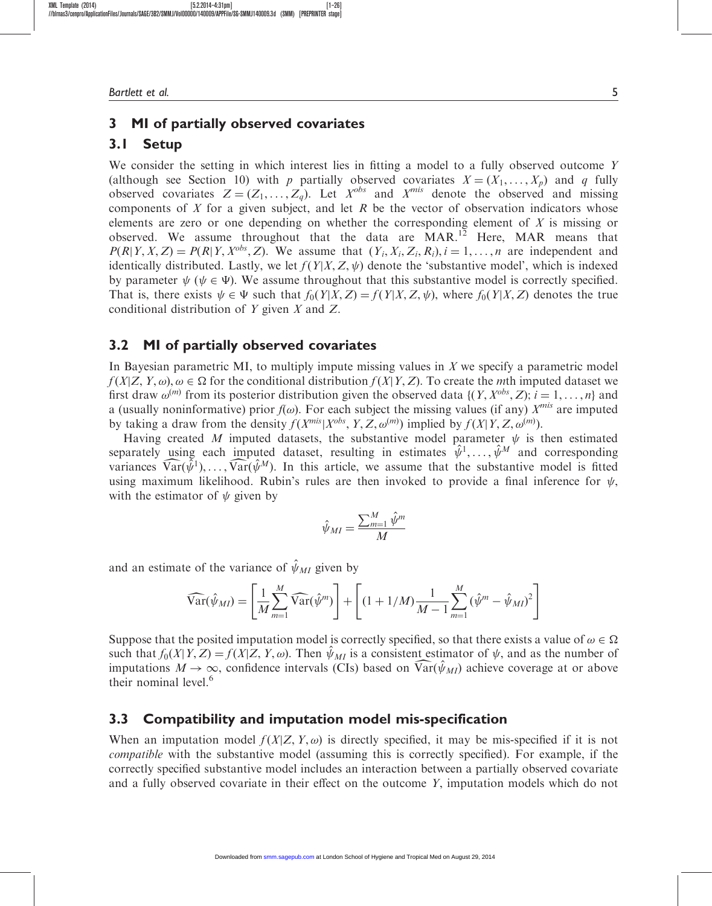## 3 MI of partially observed covariates

### 3.1 Setup

We consider the setting in which interest lies in fitting a model to a fully observed outcome $Y$ (although see Section 10) with $p$ partially observed covariates $X = (X_1, \ldots, X_p)$ and $q$ fully observed covariates $Z = (Z_1, \ldots, Z_q)$. Let $X^{obs}$ and $X^{mis}$ denote the observed and missing components of $X$ for a given subject, and let $R$ be the vector of observation indicators whose elements are zero or one depending on whether the corresponding element of $X$ is missing or observed. We assume throughout that the data are MAR.[12] Here, MAR means that $P(R|Y, X, Z) = P(R|Y, X^{obs}, Z)$. We assume that $(Y_i, X_i, Z_i, R_i), i = 1, \ldots, n$ are independent and identically distributed. Lastly, we let $f(Y|X, Z, \psi)$ denote the 'substantive model', which is indexed by parameter $\psi$ ($\psi \in \Psi$). We assume throughout that this substantive model is correctly specified. That is, there exists $\psi \in \Psi$ such that $f_0(Y|X, Z) = f(Y|X, Z, \psi)$, where $f_0(Y|X, Z)$ denotes the true conditional distribution of $Y$ given $X$ and $Z$.

### 3.2 MI of partially observed covariates

In Bayesian parametric MI, to multiply impute missing values in $X$ we specify a parametric model $f(X|Z, Y, \omega), \omega \in \Omega$ for the conditional distribution $f(X|Y, Z)$. To create the $m$th imputed dataset we first draw $\omega^{(m)}$ from its posterior distribution given the observed data $\{(Y, X^{obs}, Z); i = 1, \ldots, n\}$ and a (usually noninformative) prior $f(\omega)$. For each subject the missing values (if any) $X^{mis}$ are imputed by taking a draw from the density $f(X^{mis}|X^{obs}, Y, Z, \omega^{(m)})$ implied by $f(X|Y, Z, \omega^{(m)})$.

Having created $M$ imputed datasets, the substantive model parameter $\psi$ is then estimated separately using each imputed dataset, resulting in estimates $\hat{\psi}^1, \ldots, \hat{\psi}^M$ and corresponding variances $\widehat{\text{Var}}(\hat{\psi}^1), \ldots, \widehat{\text{Var}}(\hat{\psi}^M)$. In this article, we assume that the substantive model is fitted using maximum likelihood. Rubin's rules are then invoked to provide a final inference for $\psi$, with the estimator of $\psi$ given by

$$\hat{\psi}_{MI} = \frac{\sum_{m=1}^{M} \hat{\psi}^m}{M}$$

and an estimate of the variance of $\hat{\psi}_{MI}$ given by

$$\widehat{\text{Var}}(\hat{\psi}_{MI}) = \left[\frac{1}{M}\sum_{m=1}^{M} \widehat{\text{Var}}(\hat{\psi}^m)\right] + \left[(1 + 1/M)\frac{1}{M-1}\sum_{m=1}^{M}(\hat{\psi}^m - \hat{\psi}_{MI})^2\right]$$

Suppose that the posited imputation model is correctly specified, so that there exists a value of $\omega \in \Omega$ such that $f_0(X|Y, Z) = f(X|Z, Y, \omega)$. Then $\hat{\psi}_{MI}$ is a consistent estimator of $\psi$, and as the number of imputations $M \to \infty$, confidence intervals (CIs) based on $\widehat{\text{Var}}(\hat{\psi}_{MI})$ achieve coverage at or above their nominal level.[6]

### 3.3 Compatibility and imputation model mis-specification

When an imputation model $f(X|Z, Y, \omega)$ is directly specified, it may be mis-specified if it is not *compatible* with the substantive model (assuming this is correctly specified). For example, if the correctly specified substantive model includes an interaction between a partially observed covariate and a fully observed covariate in their effect on the outcome $Y$, imputation models which do not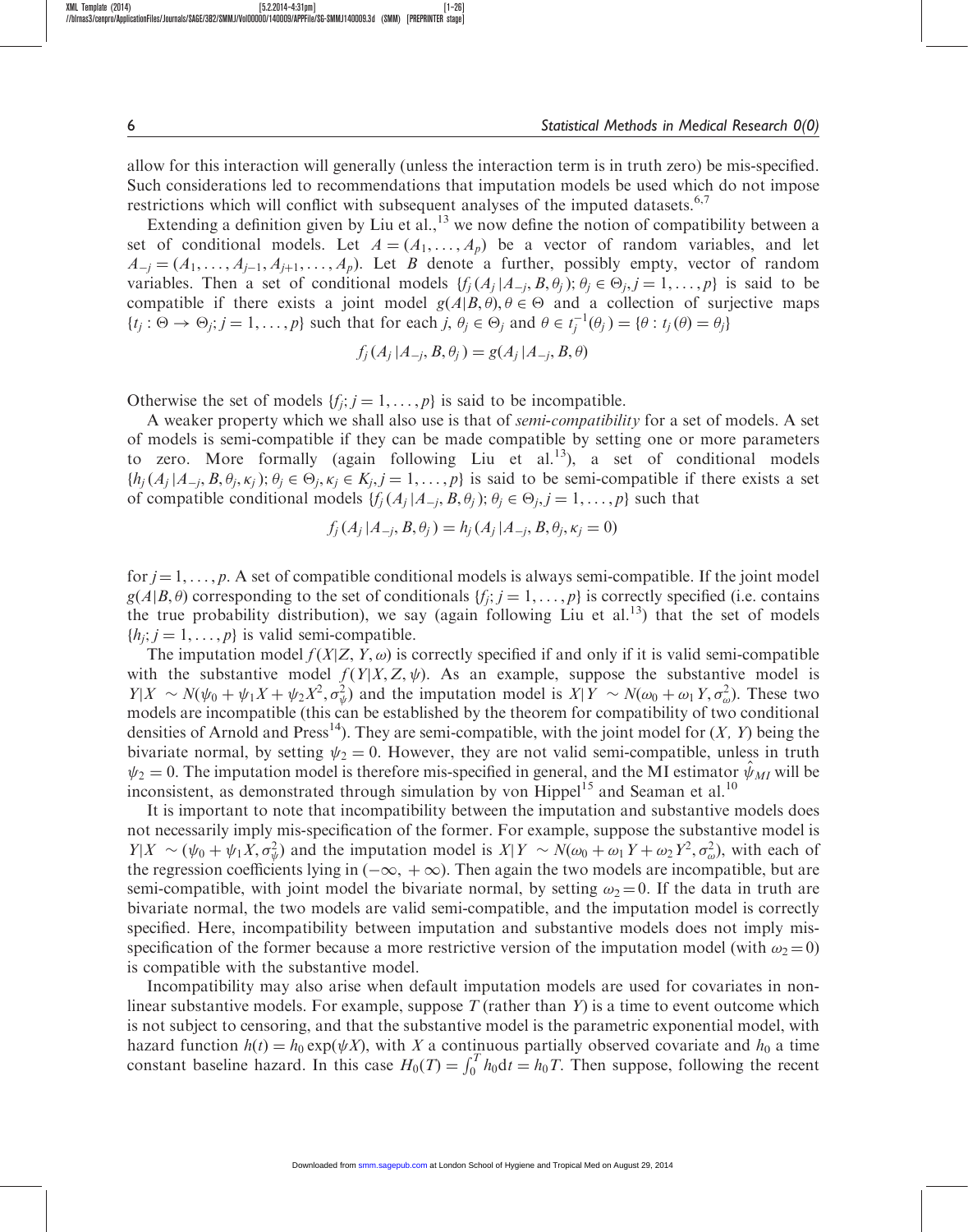allow for this interaction will generally (unless the interaction term is in truth zero) be mis-specified. Such considerations led to recommendations that imputation models be used which do not impose restrictions which will conflict with subsequent analyses of the imputed datasets.[6,7]

Extending a definition given by Liu et al.,[13] we now define the notion of compatibility between a set of conditional models. Let $A = (A_1, \ldots, A_p)$ be a vector of random variables, and let $A_{-j} = (A_1, \ldots, A_{j-1}, A_{j+1}, \ldots, A_p)$. Let $B$ denote a further, possibly empty, vector of random variables. Then a set of conditional models $\{f_j(A_j|A_{-j}, B, \theta_j); \theta_j \in \Theta_j, j = 1, \ldots, p\}$ is said to be compatible if there exists a joint model $g(A|B, \theta), \theta \in \Theta$ and a collection of surjective maps $\{t_j : \Theta \to \Theta_j; j = 1, \ldots, p\}$ such that for each $j$, $\theta_j \in \Theta_j$ and $\theta \in t_j^{-1}(\theta_j) = \{\theta : t_j(\theta) = \theta_j\}$

$$f_j(A_j|A_{-j}, B, \theta_j) = g(A_j|A_{-j}, B, \theta)$$

Otherwise the set of models $\{f_j; j = 1, \ldots, p\}$ is said to be incompatible.

A weaker property which we shall also use is that of *semi-compatibility* for a set of models. A set of models is semi-compatible if they can be made compatible by setting one or more parameters to zero. More formally (again following Liu et al.[13]), a set of conditional models $\{h_j(A_j|A_{-j}, B, \theta_j, \kappa_j); \theta_j \in \Theta_j, \kappa_j \in K_j, j = 1, \ldots, p\}$ is said to be semi-compatible if there exists a set of compatible conditional models $\{f_j(A_j|A_{-j}, B, \theta_j); \theta_j \in \Theta_j, j = 1, \ldots, p\}$ such that

$$f_j(A_j|A_{-j}, B, \theta_j) = h_j(A_j|A_{-j}, B, \theta_j, \kappa_j = 0)$$

for $j = 1, \ldots, p$. A set of compatible conditional models is always semi-compatible. If the joint model $g(A|B, \theta)$ corresponding to the set of conditionals $\{f_j; j = 1, \ldots, p\}$ is correctly specified (i.e. contains the true probability distribution), we say (again following Liu et al.[13]) that the set of models $\{h_j; j = 1, \ldots, p\}$ is valid semi-compatible.

The imputation model $f(X|Z, Y, \omega)$ is correctly specified if and only if it is valid semi-compatible with the substantive model $f(Y|X, Z, \psi)$. As an example, suppose the substantive model is $Y|X \sim N(\psi_0 + \psi_1 X + \psi_2 X^2, \sigma_\psi^2)$ and the imputation model is $X|Y \sim N(\omega_0 + \omega_1 Y, \sigma_\omega^2)$. These two models are incompatible (this can be established by the theorem for compatibility of two conditional densities of Arnold and Press[14]). They are semi-compatible, with the joint model for $(X, Y)$ being the bivariate normal, by setting $\psi_2 = 0$. However, they are not valid semi-compatible, unless in truth $\psi_2 = 0$. The imputation model is therefore mis-specified in general, and the MI estimator $\hat{\psi}_{MI}$ will be inconsistent, as demonstrated through simulation by von Hippel[15] and Seaman et al.[10]

It is important to note that incompatibility between the imputation and substantive models does not necessarily imply mis-specification of the former. For example, suppose the substantive model is $Y|X \sim (\psi_0 + \psi_1 X, \sigma_\psi^2)$ and the imputation model is $X|Y \sim N(\omega_0 + \omega_1 Y + \omega_2 Y^2, \sigma_\omega^2)$, with each of the regression coefficients lying in $(-\infty, +\infty)$. Then again the two models are incompatible, but are semi-compatible, with joint model the bivariate normal, by setting $\omega_2 = 0$. If the data in truth are bivariate normal, the two models are valid semi-compatible, and the imputation model is correctly specified. Here, incompatibility between imputation and substantive models does not imply mis-specification of the former because a more restrictive version of the imputation model (with $\omega_2 = 0$) is compatible with the substantive model.

Incompatibility may also arise when default imputation models are used for covariates in non-linear substantive models. For example, suppose $T$ (rather than $Y$) is a time to event outcome which is not subject to censoring, and that the substantive model is the parametric exponential model, with hazard function $h(t) = h_0 \exp(\psi X)$, with $X$ a continuous partially observed covariate and $h_0$ a time constant baseline hazard. In this case $H_0(T) = \int_0^T h_0 \mathrm{d}t = h_0 T$. Then suppose, following the recent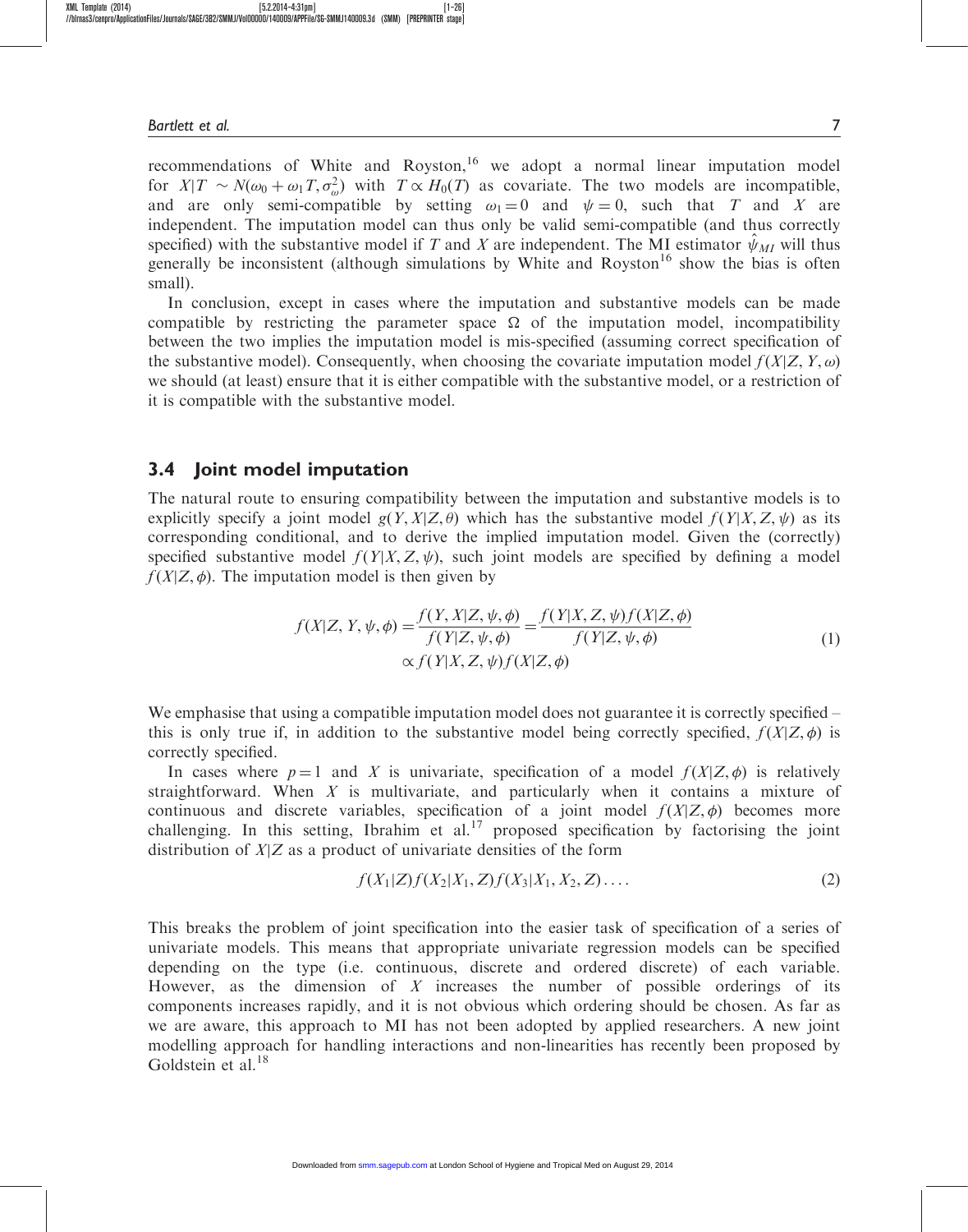recommendations of White and Royston,[16] we adopt a normal linear imputation model for $X|T \sim N(\omega_0 + \omega_1 T, \sigma^2_\omega)$ with $T \propto H_0(T)$ as covariate. The two models are incompatible, and are only semi-compatible by setting $\omega_1 = 0$ and $\psi = 0$, such that $T$ and $X$ are independent. The imputation model can thus only be valid semi-compatible (and thus correctly specified) with the substantive model if $T$ and $X$ are independent. The MI estimator $\hat{\psi}_{MI}$ will thus generally be inconsistent (although simulations by White and Royston[16] show the bias is often small).

In conclusion, except in cases where the imputation and substantive models can be made compatible by restricting the parameter space $\Omega$ of the imputation model, incompatibility between the two implies the imputation model is mis-specified (assuming correct specification of the substantive model). Consequently, when choosing the covariate imputation model $f(X|Z, Y, \omega)$ we should (at least) ensure that it is either compatible with the substantive model, or a restriction of it is compatible with the substantive model.

## 3.4 Joint model imputation

The natural route to ensuring compatibility between the imputation and substantive models is to explicitly specify a joint model $g(Y, X|Z, \theta)$ which has the substantive model $f(Y|X, Z, \psi)$ as its corresponding conditional, and to derive the implied imputation model. Given the (correctly) specified substantive model $f(Y|X, Z, \psi)$, such joint models are specified by defining a model $f(X|Z, \phi)$. The imputation model is then given by

$$f(X|Z, Y, \psi, \phi) = \frac{f(Y, X|Z, \psi, \phi)}{f(Y|Z, \psi, \phi)} = \frac{f(Y|X, Z, \psi) f(X|Z, \phi)}{f(Y|Z, \psi, \phi)} \propto f(Y|X, Z, \psi) f(X|Z, \phi) \tag{1}$$

We emphasise that using a compatible imputation model does not guarantee it is correctly specified – this is only true if, in addition to the substantive model being correctly specified, $f(X|Z, \phi)$ is correctly specified.

In cases where $p = 1$ and $X$ is univariate, specification of a model $f(X|Z, \phi)$ is relatively straightforward. When $X$ is multivariate, and particularly when it contains a mixture of continuous and discrete variables, specification of a joint model $f(X|Z, \phi)$ becomes more challenging. In this setting, Ibrahim et al.[17] proposed specification by factorising the joint distribution of $X|Z$ as a product of univariate densities of the form

$$f(X_1|Z) f(X_2|X_1, Z) f(X_3|X_1, X_2, Z) \ldots . \tag{2}$$

This breaks the problem of joint specification into the easier task of specification of a series of univariate models. This means that appropriate univariate regression models can be specified depending on the type (i.e. continuous, discrete and ordered discrete) of each variable. However, as the dimension of $X$ increases the number of possible orderings of its components increases rapidly, and it is not obvious which ordering should be chosen. As far as we are aware, this approach to MI has not been adopted by applied researchers. A new joint modelling approach for handling interactions and non-linearities has recently been proposed by Goldstein et al.[18]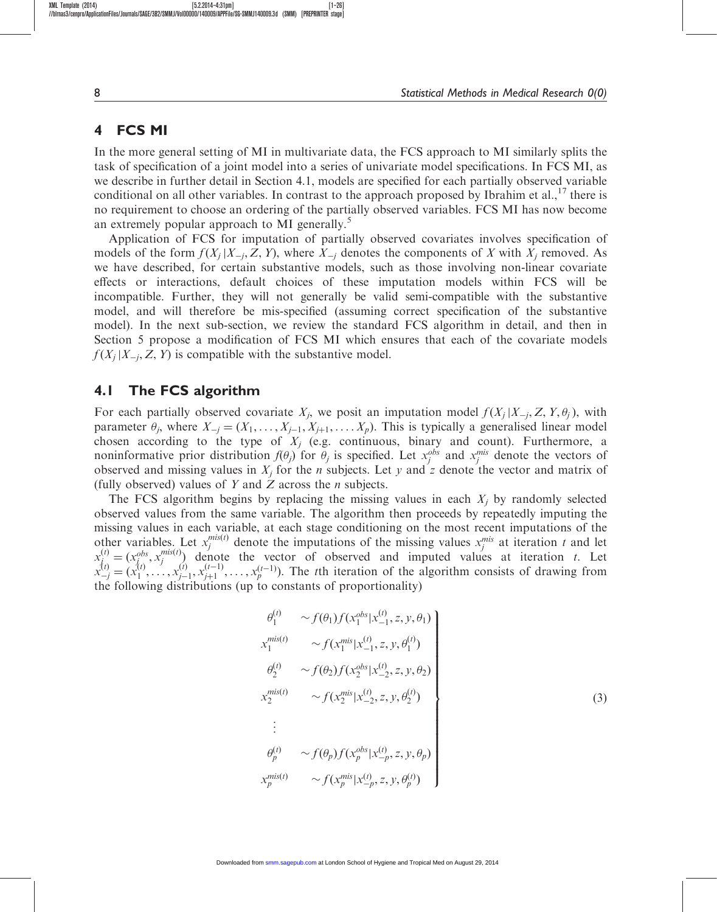## 4 FCS MI

In the more general setting of MI in multivariate data, the FCS approach to MI similarly splits the task of specification of a joint model into a series of univariate model specifications. In FCS MI, as we describe in further detail in Section 4.1, models are specified for each partially observed variable conditional on all other variables. In contrast to the approach proposed by Ibrahim et al.,[17] there is no requirement to choose an ordering of the partially observed variables. FCS MI has now become an extremely popular approach to MI generally.[5]

Application of FCS for imputation of partially observed covariates involves specification of models of the form $f(X_j|X_{-j}, Z, Y)$, where $X_{-j}$ denotes the components of $X$ with $X_j$ removed. As we have described, for certain substantive models, such as those involving non-linear covariate effects or interactions, default choices of these imputation models within FCS will be incompatible. Further, they will not generally be valid semi-compatible with the substantive model, and will therefore be mis-specified (assuming correct specification of the substantive model). In the next sub-section, we review the standard FCS algorithm in detail, and then in Section 5 propose a modification of FCS MI which ensures that each of the covariate models $f(X_j|X_{-j}, Z, Y)$ is compatible with the substantive model.

### 4.1 The FCS algorithm

For each partially observed covariate $X_j$, we posit an imputation model $f(X_j|X_{-j}, Z, Y, \theta_j)$, with parameter $\theta_j$, where $X_{-j} = (X_1, \ldots, X_{j-1}, X_{j+1}, \ldots. X_p)$. This is typically a generalised linear model chosen according to the type of $X_j$ (e.g. continuous, binary and count). Furthermore, a noninformative prior distribution $f(\theta_j)$ for $\theta_j$ is specified. Let $x_j^{obs}$ and $x_j^{mis}$ denote the vectors of observed and missing values in $X_j$ for the $n$ subjects. Let $y$ and $z$ denote the vector and matrix of (fully observed) values of $Y$ and $Z$ across the $n$ subjects.

The FCS algorithm begins by replacing the missing values in each $X_j$ by randomly selected observed values from the same variable. The algorithm then proceeds by repeatedly imputing the missing values in each variable, at each stage conditioning on the most recent imputations of the other variables. Let $x_j^{mis(t)}$ denote the imputations of the missing values $x_j^{mis}$ at iteration $t$ and let $x_j^{(t)} = (x_j^{obs}, x_j^{mis(t)})$ denote the vector of observed and imputed values at iteration $t$. Let $x_{-j}^{(t)} = (x_1^{(t)}, \ldots, x_{j-1}^{(t)}, x_{j+1}^{(t-1)}, \ldots, x_p^{(t-1)})$. The $t$th iteration of the algorithm consists of drawing from the following distributions (up to constants of proportionality)

$$\left.\begin{array}{ll}
\theta_1^{(t)} & \sim f(\theta_1) f(x_1^{obs}|x_{-1}^{(t)}, z, y, \theta_1) \\
x_1^{mis(t)} & \sim f(x_1^{mis}|x_{-1}^{(t)}, z, y, \theta_1^{(t)}) \\
\theta_2^{(t)} & \sim f(\theta_2) f(x_2^{obs}|x_{-2}^{(t)}, z, y, \theta_2) \\
x_2^{mis(t)} & \sim f(x_2^{mis}|x_{-2}^{(t)}, z, y, \theta_2^{(t)}) \\
\vdots & \\
\theta_p^{(t)} & \sim f(\theta_p) f(x_p^{obs}|x_{-p}^{(t)}, z, y, \theta_p) \\
x_p^{mis(t)} & \sim f(x_p^{mis}|x_{-p}^{(t)}, z, y, \theta_p^{(t)})
\end{array}\right\} \quad (3)$$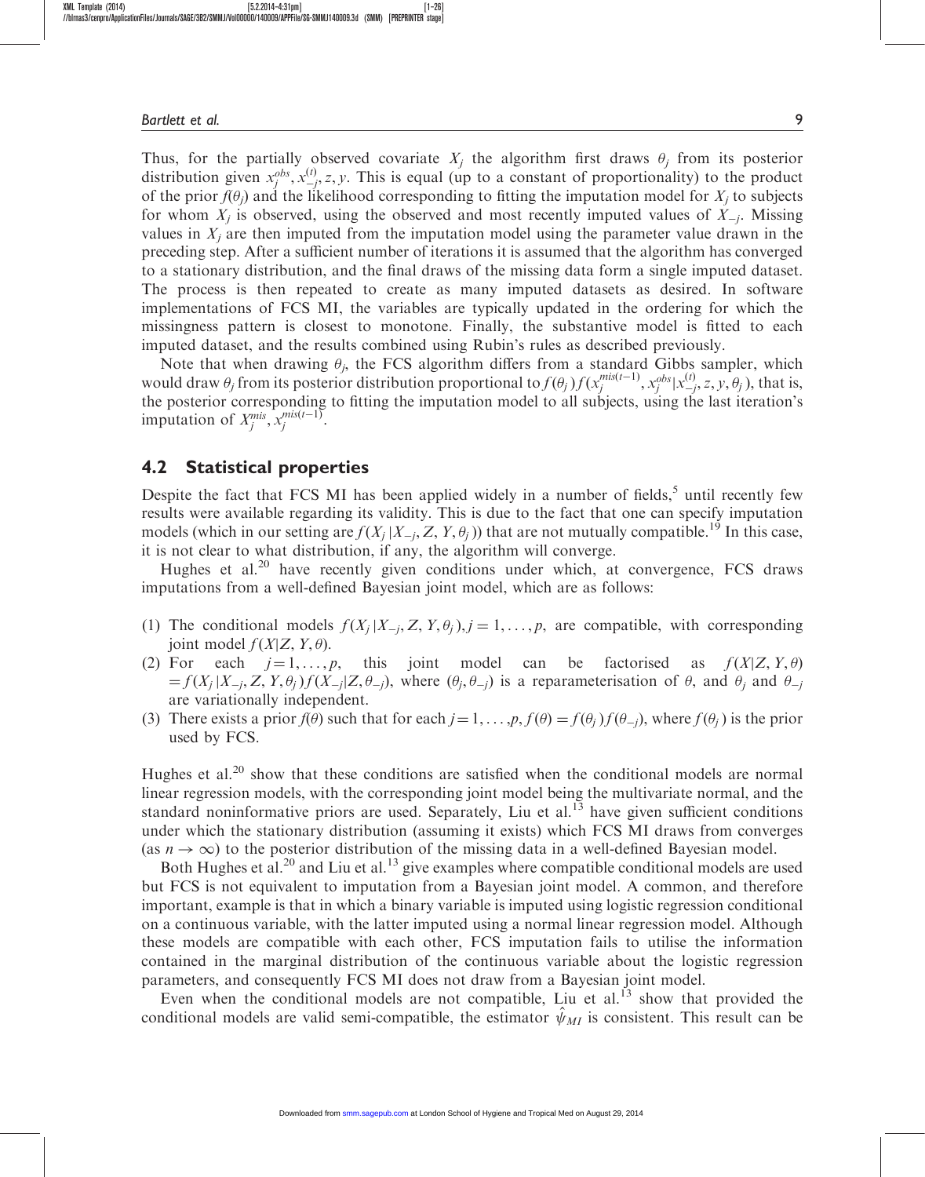Thus, for the partially observed covariate $X_j$ the algorithm first draws $\theta_j$ from its posterior distribution given $x_j^{obs}, x_{-j}^{(t)}, z, y$. This is equal (up to a constant of proportionality) to the product of the prior $f(\theta_j)$ and the likelihood corresponding to fitting the imputation model for $X_j$ to subjects for whom $X_j$ is observed, using the observed and most recently imputed values of $X_{-j}$. Missing values in $X_j$ are then imputed from the imputation model using the parameter value drawn in the preceding step. After a sufficient number of iterations it is assumed that the algorithm has converged to a stationary distribution, and the final draws of the missing data form a single imputed dataset. The process is then repeated to create as many imputed datasets as desired. In software implementations of FCS MI, the variables are typically updated in the ordering for which the missingness pattern is closest to monotone. Finally, the substantive model is fitted to each imputed dataset, and the results combined using Rubin's rules as described previously.

Note that when drawing $\theta_j$, the FCS algorithm differs from a standard Gibbs sampler, which would draw $\theta_j$ from its posterior distribution proportional to $f(\theta_j)f(x_j^{mis(t-1)}, x_j^{obs}|x_{-j}^{(t)}, z, y, \theta_j)$, that is, the posterior corresponding to fitting the imputation model to all subjects, using the last iteration's imputation of $X_j^{mis}, x_j^{mis(t-1)}$.

## 4.2 Statistical properties

Despite the fact that FCS MI has been applied widely in a number of fields,[5] until recently few results were available regarding its validity. This is due to the fact that one can specify imputation models (which in our setting are $f(X_j|X_{-j}, Z, Y, \theta_j)$) that are not mutually compatible.[19] In this case, it is not clear to what distribution, if any, the algorithm will converge.

Hughes et al.[20] have recently given conditions under which, at convergence, FCS draws imputations from a well-defined Bayesian joint model, which are as follows:

(1) The conditional models $f(X_j|X_{-j}, Z, Y, \theta_j), j = 1, \ldots, p$, are compatible, with corresponding joint model $f(X|Z, Y, \theta)$.
(2) For each $j = 1, \ldots, p$, this joint model can be factorised as $f(X|Z, Y, \theta) = f(X_j|X_{-j}, Z, Y, \theta_j)f(X_{-j}|Z, \theta_{-j})$, where $(\theta_j, \theta_{-j})$ is a reparameterisation of $\theta$, and $\theta_j$ and $\theta_{-j}$ are variationally independent.
(3) There exists a prior $f(\theta)$ such that for each $j = 1, \ldots, p$, $f(\theta) = f(\theta_j)f(\theta_{-j})$, where $f(\theta_j)$ is the prior used by FCS.

Hughes et al.[20] show that these conditions are satisfied when the conditional models are normal linear regression models, with the corresponding joint model being the multivariate normal, and the standard noninformative priors are used. Separately, Liu et al.[13] have given sufficient conditions under which the stationary distribution (assuming it exists) which FCS MI draws from converges (as $n \to \infty$) to the posterior distribution of the missing data in a well-defined Bayesian model.

Both Hughes et al.[20] and Liu et al.[13] give examples where compatible conditional models are used but FCS is not equivalent to imputation from a Bayesian joint model. A common, and therefore important, example is that in which a binary variable is imputed using logistic regression conditional on a continuous variable, with the latter imputed using a normal linear regression model. Although these models are compatible with each other, FCS imputation fails to utilise the information contained in the marginal distribution of the continuous variable about the logistic regression parameters, and consequently FCS MI does not draw from a Bayesian joint model.

Even when the conditional models are not compatible, Liu et al.[13] show that provided the conditional models are valid semi-compatible, the estimator $\hat{\psi}_{MI}$ is consistent. This result can be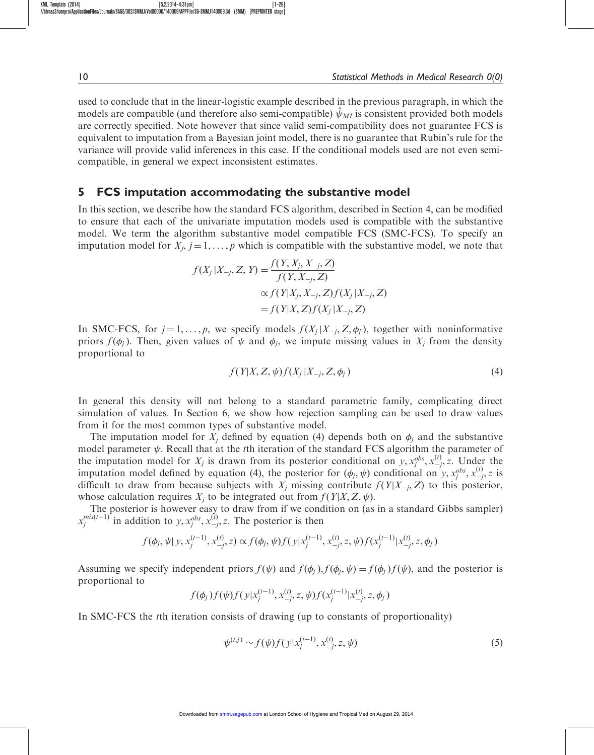used to conclude that in the linear-logistic example described in the previous paragraph, in which the models are compatible (and therefore also semi-compatible) $\hat{\psi}_{MI}$ is consistent provided both models are correctly specified. Note however that since valid semi-compatibility does not guarantee FCS is equivalent to imputation from a Bayesian joint model, there is no guarantee that Rubin's rule for the variance will provide valid inferences in this case. If the conditional models used are not even semi-compatible, in general we expect inconsistent estimates.

## 5 FCS imputation accommodating the substantive model

In this section, we describe how the standard FCS algorithm, described in Section 4, can be modified to ensure that each of the univariate imputation models used is compatible with the substantive model. We term the algorithm substantive model compatible FCS (SMC-FCS). To specify an imputation model for $X_j$, $j=1,\ldots,p$ which is compatible with the substantive model, we note that

$$
\begin{aligned}
f(X_j|X_{-j},Z,Y) &= \frac{f(Y,X_j,X_{-j},Z)}{f(Y,X_{-j},Z)} \\
&\propto f(Y|X_j,X_{-j},Z)f(X_j|X_{-j},Z) \\
&= f(Y|X,Z)f(X_j|X_{-j},Z)
\end{aligned}
$$

In SMC-FCS, for $j=1,\ldots,p$, we specify models $f(X_j|X_{-j},Z,\phi_j)$, together with noninformative priors $f(\phi_j)$. Then, given values of $\psi$ and $\phi_j$, we impute missing values in $X_j$ from the density proportional to

$$
f(Y|X,Z,\psi)f(X_j|X_{-j},Z,\phi_j) \tag{4}
$$

In general this density will not belong to a standard parametric family, complicating direct simulation of values. In Section 6, we show how rejection sampling can be used to draw values from it for the most common types of substantive model.

The imputation model for $X_j$ defined by equation (4) depends both on $\phi_j$ and the substantive model parameter $\psi$. Recall that at the $t$th iteration of the standard FCS algorithm the parameter of the imputation model for $X_j$ is drawn from its posterior conditional on $y, x_j^{obs}, x_{-j}^{(t)}, z$. Under the imputation model defined by equation (4), the posterior for $(\phi_j,\psi)$ conditional on $y, x_j^{obs}, x_{-j}^{(t)}, z$ is difficult to draw from because subjects with $X_j$ missing contribute $f(Y|X_{-j},Z)$ to this posterior, whose calculation requires $X_j$ to be integrated out from $f(Y|X,Z,\psi)$.

The posterior is however easy to draw from if we condition on (as in a standard Gibbs sampler) $x_j^{mis(t-1)}$ in addition to $y, x_j^{obs}, x_{-j}^{(t)}, z$. The posterior is then

$$
f(\phi_j,\psi|\,y,x_j^{(t-1)},x_{-j}^{(t)},z) \propto f(\phi_j,\psi)f(\,y|x_j^{(t-1)},x_{-j}^{(t)},z,\psi)f(x_j^{(t-1)}|x_{-j}^{(t)},z,\phi_j)
$$

Assuming we specify independent priors $f(\psi)$ and $f(\phi_j), f(\phi_j,\psi)=f(\phi_j)f(\psi)$, and the posterior is proportional to

$$
f(\phi_j)f(\psi)f(\,y|x_j^{(t-1)},x_{-j}^{(t)},z,\psi)f(x_j^{(t-1)}|x_{-j}^{(t)},z,\phi_j)
$$

In SMC-FCS the $t$th iteration consists of drawing (up to constants of proportionality)

$$
\psi^{(t,j)} \sim f(\psi)f(\,y|x_j^{(t-1)},x_{-j}^{(t)},z,\psi) \tag{5}
$$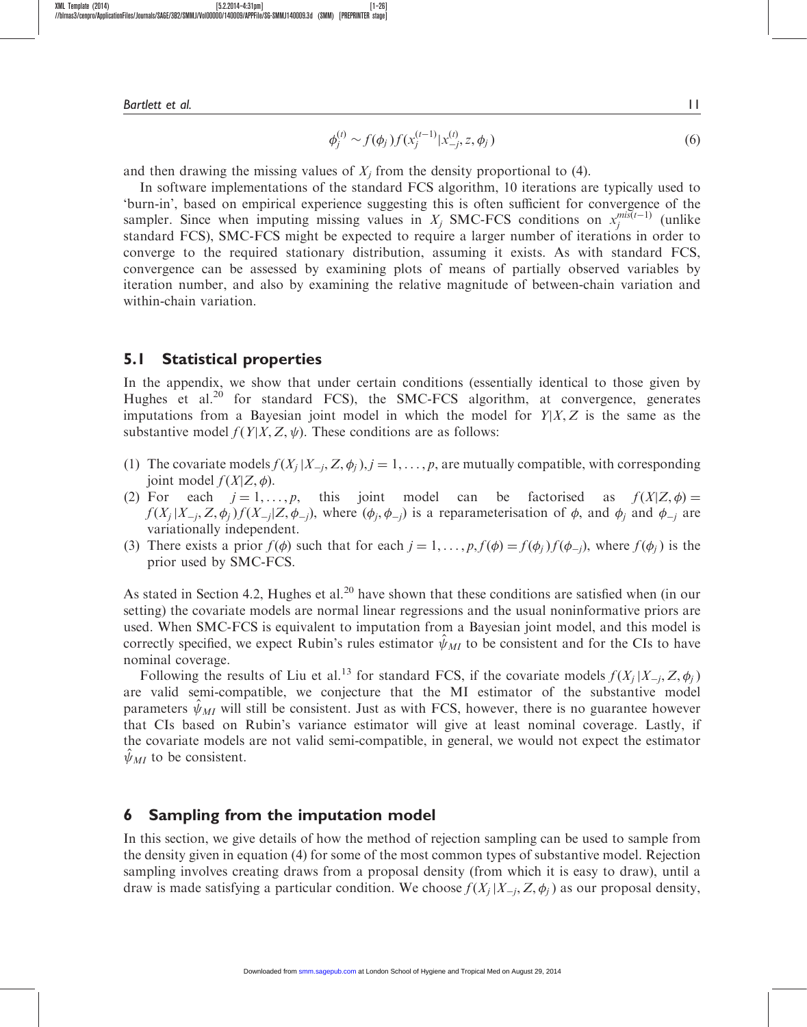$$\phi_j^{(t)} \sim f(\phi_j) f(x_j^{(t-1)} | x_{-j}^{(t)}, z, \phi_j) \tag{6}$$

and then drawing the missing values of $X_j$ from the density proportional to (4).

In software implementations of the standard FCS algorithm, 10 iterations are typically used to 'burn-in', based on empirical experience suggesting this is often sufficient for convergence of the sampler. Since when imputing missing values in $X_j$ SMC-FCS conditions on $x_j^{mis(t-1)}$ (unlike standard FCS), SMC-FCS might be expected to require a larger number of iterations in order to converge to the required stationary distribution, assuming it exists. As with standard FCS, convergence can be assessed by examining plots of means of partially observed variables by iteration number, and also by examining the relative magnitude of between-chain variation and within-chain variation.

## 5.1 Statistical properties

In the appendix, we show that under certain conditions (essentially identical to those given by Hughes et al.[20] for standard FCS), the SMC-FCS algorithm, at convergence, generates imputations from a Bayesian joint model in which the model for $Y|X, Z$ is the same as the substantive model $f(Y|X, Z, \psi)$. These conditions are as follows:

(1) The covariate models $f(X_j|X_{-j}, Z, \phi_j), j = 1, \ldots, p$, are mutually compatible, with corresponding joint model $f(X|Z, \phi)$.
(2) For each $j = 1, \ldots, p$, this joint model can be factorised as $f(X|Z, \phi) = f(X_j|X_{-j}, Z, \phi_j) f(X_{-j}|Z, \phi_{-j})$, where $(\phi_j, \phi_{-j})$ is a reparameterisation of $\phi$, and $\phi_j$ and $\phi_{-j}$ are variationally independent.
(3) There exists a prior $f(\phi)$ such that for each $j = 1, \ldots, p, f(\phi) = f(\phi_j) f(\phi_{-j})$, where $f(\phi_j)$ is the prior used by SMC-FCS.

As stated in Section 4.2, Hughes et al.[20] have shown that these conditions are satisfied when (in our setting) the covariate models are normal linear regressions and the usual noninformative priors are used. When SMC-FCS is equivalent to imputation from a Bayesian joint model, and this model is correctly specified, we expect Rubin's rules estimator $\hat{\psi}_{MI}$ to be consistent and for the CIs to have nominal coverage.

Following the results of Liu et al.[13] for standard FCS, if the covariate models $f(X_j|X_{-j}, Z, \phi_j)$ are valid semi-compatible, we conjecture that the MI estimator of the substantive model parameters $\hat{\psi}_{MI}$ will still be consistent. Just as with FCS, however, there is no guarantee however that CIs based on Rubin's variance estimator will give at least nominal coverage. Lastly, if the covariate models are not valid semi-compatible, in general, we would not expect the estimator $\hat{\psi}_{MI}$ to be consistent.

# 6 Sampling from the imputation model

In this section, we give details of how the method of rejection sampling can be used to sample from the density given in equation (4) for some of the most common types of substantive model. Rejection sampling involves creating draws from a proposal density (from which it is easy to draw), until a draw is made satisfying a particular condition. We choose $f(X_j|X_{-j}, Z, \phi_j)$ as our proposal density,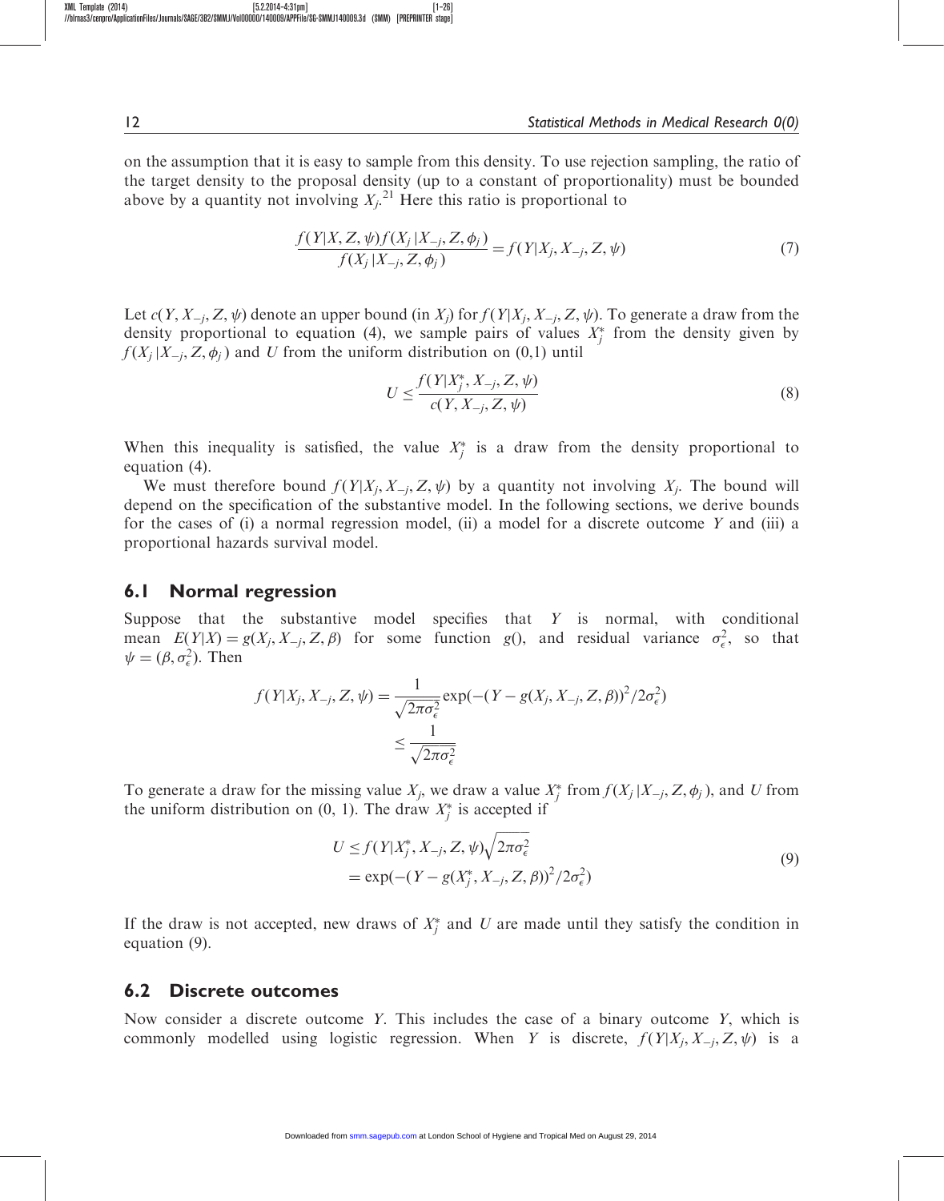on the assumption that it is easy to sample from this density. To use rejection sampling, the ratio of the target density to the proposal density (up to a constant of proportionality) must be bounded above by a quantity not involving $X_j$.[21] Here this ratio is proportional to

$$\frac{f(Y|X, Z, \psi) f(X_j | X_{-j}, Z, \phi_j)}{f(X_j | X_{-j}, Z, \phi_j)} = f(Y|X_j, X_{-j}, Z, \psi) \tag{7}$$

Let $c(Y, X_{-j}, Z, \psi)$ denote an upper bound (in $X_j$) for $f(Y|X_j, X_{-j}, Z, \psi)$. To generate a draw from the density proportional to equation (4), we sample pairs of values $X_j^*$ from the density given by $f(X_j | X_{-j}, Z, \phi_j)$ and $U$ from the uniform distribution on (0,1) until

$$U \leq \frac{f(Y|X_j^*, X_{-j}, Z, \psi)}{c(Y, X_{-j}, Z, \psi)} \tag{8}$$

When this inequality is satisfied, the value $X_j^*$ is a draw from the density proportional to equation (4).

We must therefore bound $f(Y|X_j, X_{-j}, Z, \psi)$ by a quantity not involving $X_j$. The bound will depend on the specification of the substantive model. In the following sections, we derive bounds for the cases of (i) a normal regression model, (ii) a model for a discrete outcome $Y$ and (iii) a proportional hazards survival model.

## 6.1 Normal regression

Suppose that the substantive model specifies that $Y$ is normal, with conditional mean $E(Y|X) = g(X_j, X_{-j}, Z, \beta)$ for some function $g()$, and residual variance $\sigma_\epsilon^2$, so that $\psi = (\beta, \sigma_\epsilon^2)$. Then

$$\begin{aligned} f(Y|X_j, X_{-j}, Z, \psi) &= \frac{1}{\sqrt{2\pi\sigma_\epsilon^2}} \exp(-(Y - g(X_j, X_{-j}, Z, \beta))^2 / 2\sigma_\epsilon^2) \\ &\leq \frac{1}{\sqrt{2\pi\sigma_\epsilon^2}} \end{aligned}$$

To generate a draw for the missing value $X_j$, we draw a value $X_j^*$ from $f(X_j | X_{-j}, Z, \phi_j)$, and $U$ from the uniform distribution on (0, 1). The draw $X_j^*$ is accepted if

$$\begin{aligned} U &\leq f(Y|X_j^*, X_{-j}, Z, \psi)\sqrt{2\pi\sigma_\epsilon^2} \\ &= \exp(-(Y - g(X_j^*, X_{-j}, Z, \beta))^2 / 2\sigma_\epsilon^2) \end{aligned} \tag{9}$$

If the draw is not accepted, new draws of $X_j^*$ and $U$ are made until they satisfy the condition in equation (9).

## 6.2 Discrete outcomes

Now consider a discrete outcome $Y$. This includes the case of a binary outcome $Y$, which is commonly modelled using logistic regression. When $Y$ is discrete, $f(Y|X_j, X_{-j}, Z, \psi)$ is a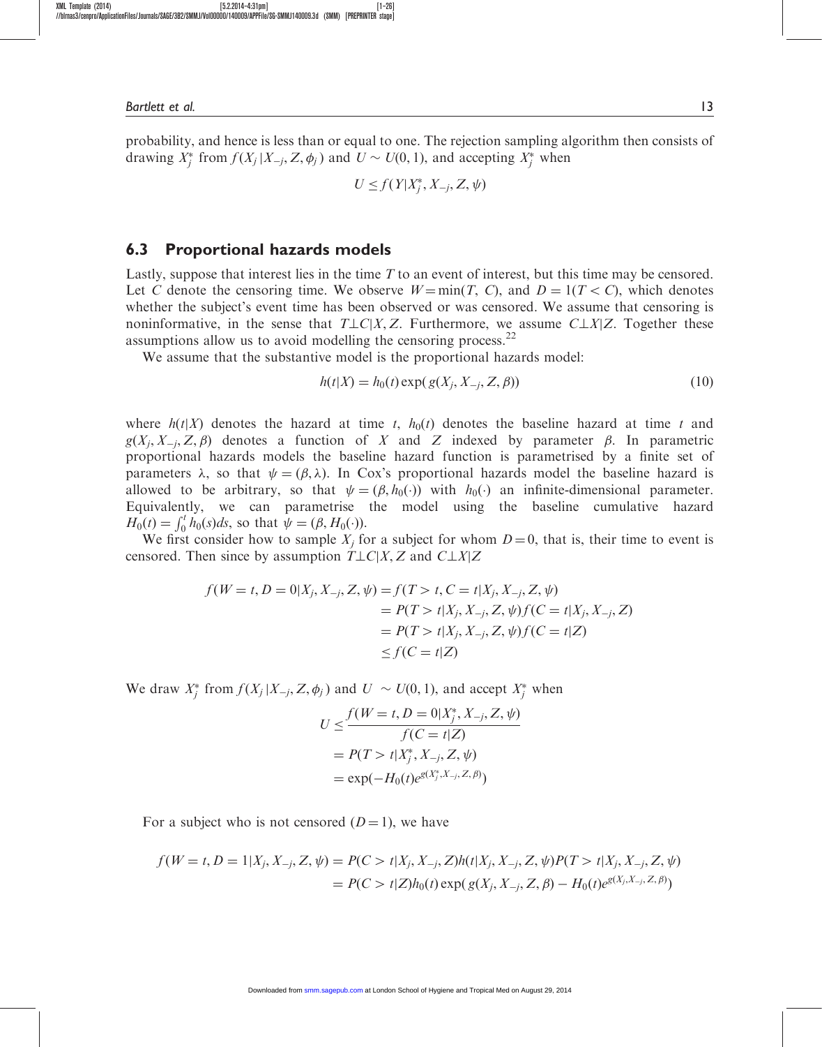probability, and hence is less than or equal to one. The rejection sampling algorithm then consists of drawing $X_j^*$ from $f(X_j|X_{-j}, Z, \phi_j)$ and $U \sim U(0, 1)$, and accepting $X_j^*$ when

$$U \leq f(Y|X_j^*, X_{-j}, Z, \psi)$$

## 6.3 Proportional hazards models

Lastly, suppose that interest lies in the time $T$ to an event of interest, but this time may be censored. Let $C$ denote the censoring time. We observe $W = \min(T, C)$, and $D = 1(T < C)$, which denotes whether the subject's event time has been observed or was censored. We assume that censoring is noninformative, in the sense that $T \perp C | X, Z$. Furthermore, we assume $C \perp X | Z$. Together these assumptions allow us to avoid modelling the censoring process.[22]

We assume that the substantive model is the proportional hazards model:

$$h(t|X) = h_0(t) \exp(g(X_j, X_{-j}, Z, \beta)) \tag{10}$$

where $h(t|X)$ denotes the hazard at time $t$, $h_0(t)$ denotes the baseline hazard at time $t$ and $g(X_j, X_{-j}, Z, \beta)$ denotes a function of $X$ and $Z$ indexed by parameter $\beta$. In parametric proportional hazards models the baseline hazard function is parametrised by a finite set of parameters $\lambda$, so that $\psi = (\beta, \lambda)$. In Cox's proportional hazards model the baseline hazard is allowed to be arbitrary, so that $\psi = (\beta, h_0(\cdot))$ with $h_0(\cdot)$ an infinite-dimensional parameter. Equivalently, we can parametrise the model using the baseline cumulative hazard $H_0(t) = \int_0^t h_0(s)ds$, so that $\psi = (\beta, H_0(\cdot))$.

We first consider how to sample $X_j$ for a subject for whom $D = 0$, that is, their time to event is censored. Then since by assumption $T \perp C | X, Z$ and $C \perp X | Z$

$$\begin{aligned}
f(W = t, D = 0 | X_j, X_{-j}, Z, \psi) &= f(T > t, C = t | X_j, X_{-j}, Z, \psi) \\
&= P(T > t | X_j, X_{-j}, Z, \psi) f(C = t | X_j, X_{-j}, Z) \\
&= P(T > t | X_j, X_{-j}, Z, \psi) f(C = t | Z) \\
&\leq f(C = t | Z)
\end{aligned}$$

We draw $X_j^*$ from $f(X_j|X_{-j}, Z, \phi_j)$ and $U \sim U(0, 1)$, and accept $X_j^*$ when

$$\begin{aligned}
U &\leq \frac{f(W = t, D = 0 | X_j^*, X_{-j}, Z, \psi)}{f(C = t | Z)} \\
&= P(T > t | X_j^*, X_{-j}, Z, \psi) \\
&= \exp(-H_0(t) e^{g(X_j^*, X_{-j}, Z, \beta)})
\end{aligned}$$

For a subject who is not censored ($D = 1$), we have

$$\begin{aligned}
f(W = t, D = 1 | X_j, X_{-j}, Z, \psi) &= P(C > t | X_j, X_{-j}, Z) h(t | X_j, X_{-j}, Z, \psi) P(T > t | X_j, X_{-j}, Z, \psi) \\
&= P(C > t | Z) h_0(t) \exp(g(X_j, X_{-j}, Z, \beta) - H_0(t) e^{g(X_j, X_{-j}, Z, \beta)})
\end{aligned}$$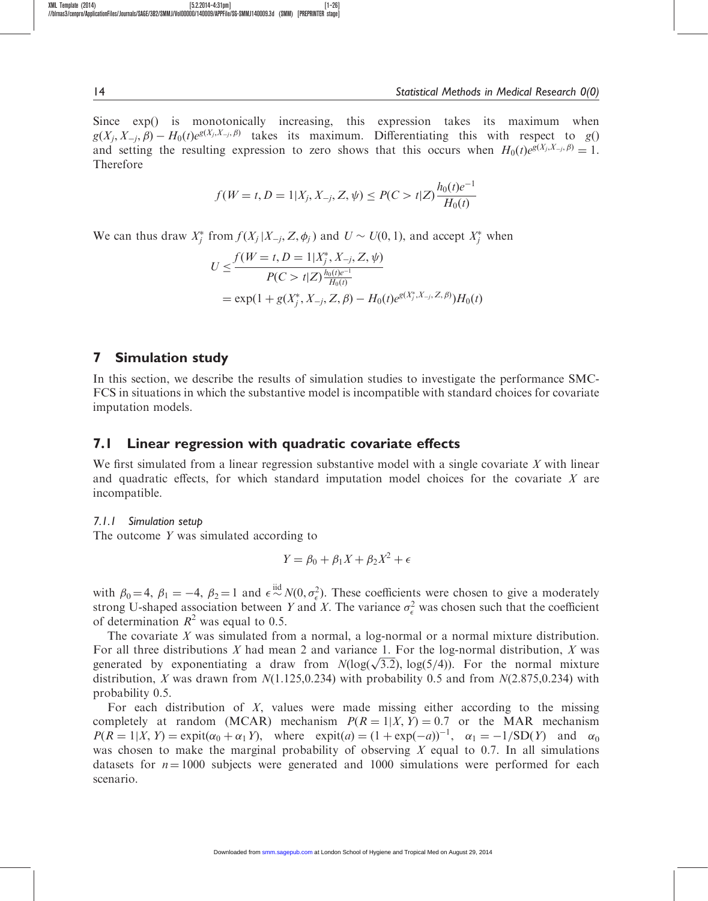Since exp() is monotonically increasing, this expression takes its maximum when $g(X_j, X_{-j}, \beta) - H_0(t)e^{g(X_j, X_{-j}, \beta)}$ takes its maximum. Differentiating this with respect to $g()$ and setting the resulting expression to zero shows that this occurs when $H_0(t)e^{g(X_j, X_{-j}, \beta)} = 1$. Therefore

$$f(W = t, D = 1|X_j, X_{-j}, Z, \psi) \leq P(C > t|Z) \frac{h_0(t)e^{-1}}{H_0(t)}$$

We can thus draw $X_j^*$ from $f(X_j|X_{-j}, Z, \phi_j)$ and $U \sim U(0, 1)$, and accept $X_j^*$ when

$$\begin{aligned} U &\leq \frac{f(W = t, D = 1|X_j^*, X_{-j}, Z, \psi)}{P(C > t|Z)\frac{h_0(t)e^{-1}}{H_0(t)}} \\ &= \exp(1 + g(X_j^*, X_{-j}, Z, \beta) - H_0(t)e^{g(X_j^*, X_{-j}, Z, \beta)})H_0(t) \end{aligned}$$

## 7 Simulation study

In this section, we describe the results of simulation studies to investigate the performance SMC-FCS in situations in which the substantive model is incompatible with standard choices for covariate imputation models.

## 7.1 Linear regression with quadratic covariate effects

We first simulated from a linear regression substantive model with a single covariate $X$ with linear and quadratic effects, for which standard imputation model choices for the covariate $X$ are incompatible.

### 7.1.1 Simulation setup

The outcome $Y$ was simulated according to

$$Y = \beta_0 + \beta_1 X + \beta_2 X^2 + \epsilon$$

with $\beta_0 = 4$, $\beta_1 = -4$, $\beta_2 = 1$ and $\epsilon \overset{\text{iid}}{\sim} N(0, \sigma_\epsilon^2)$. These coefficients were chosen to give a moderately strong U-shaped association between $Y$ and $X$. The variance $\sigma_\epsilon^2$ was chosen such that the coefficient of determination $R^2$ was equal to 0.5.

The covariate $X$ was simulated from a normal, a log-normal or a normal mixture distribution. For all three distributions $X$ had mean 2 and variance 1. For the log-normal distribution, $X$ was generated by exponentiating a draw from $N(\log(\sqrt{3.2}), \log(5/4))$. For the normal mixture distribution, $X$ was drawn from $N(1.125, 0.234)$ with probability 0.5 and from $N(2.875, 0.234)$ with probability 0.5.

For each distribution of $X$, values were made missing either according to the missing completely at random (MCAR) mechanism $P(R = 1|X, Y) = 0.7$ or the MAR mechanism $P(R = 1|X, Y) = \text{expit}(\alpha_0 + \alpha_1 Y)$, where $\text{expit}(a) = (1 + \exp(-a))^{-1}$, $\alpha_1 = -1/\text{SD}(Y)$ and $\alpha_0$ was chosen to make the marginal probability of observing $X$ equal to 0.7. In all simulations datasets for $n = 1000$ subjects were generated and 1000 simulations were performed for each scenario.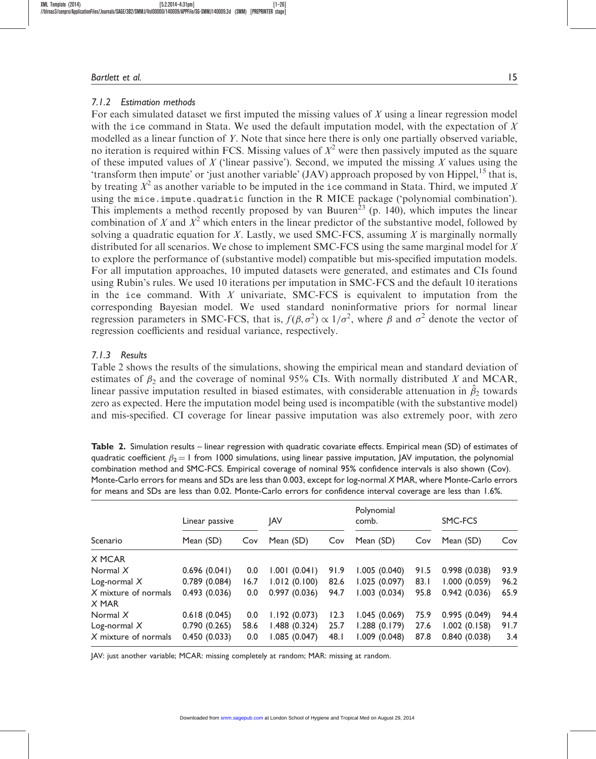### 7.1.2 Estimation methods

For each simulated dataset we first imputed the missing values of $X$ using a linear regression model with the ice command in Stata. We used the default imputation model, with the expectation of $X$ modelled as a linear function of $Y$. Note that since here there is only one partially observed variable, no iteration is required within FCS. Missing values of $X^2$ were then passively imputed as the square of these imputed values of $X$ ('linear passive'). Second, we imputed the missing $X$ values using the 'transform then impute' or 'just another variable' (JAV) approach proposed by von Hippel,[15] that is, by treating $X^2$ as another variable to be imputed in the ice command in Stata. Third, we imputed $X$ using the mice.impute.quadratic function in the R MICE package ('polynomial combination'). This implements a method recently proposed by van Buuren[23] (p. 140), which imputes the linear combination of $X$ and $X^2$ which enters in the linear predictor of the substantive model, followed by solving a quadratic equation for $X$. Lastly, we used SMC-FCS, assuming $X$ is marginally normally distributed for all scenarios. We chose to implement SMC-FCS using the same marginal model for $X$ to explore the performance of (substantive model) compatible but mis-specified imputation models. For all imputation approaches, 10 imputed datasets were generated, and estimates and CIs found using Rubin's rules. We used 10 iterations per imputation in SMC-FCS and the default 10 iterations in the ice command. With $X$ univariate, SMC-FCS is equivalent to imputation from the corresponding Bayesian model. We used standard noninformative priors for normal linear regression parameters in SMC-FCS, that is, $f(\beta, \sigma^2) \propto 1/\sigma^2$, where $\beta$ and $\sigma^2$ denote the vector of regression coefficients and residual variance, respectively.

### 7.1.3 Results

Table 2 shows the results of the simulations, showing the empirical mean and standard deviation of estimates of $\beta_2$ and the coverage of nominal 95% CIs. With normally distributed $X$ and MCAR, linear passive imputation resulted in biased estimates, with considerable attenuation in $\hat{\beta}_2$ towards zero as expected. Here the imputation model being used is incompatible (with the substantive model) and mis-specified. CI coverage for linear passive imputation was also extremely poor, with zero

**Table 2.** Simulation results – linear regression with quadratic covariate effects. Empirical mean (SD) of estimates of quadratic coefficient $\beta_2 = 1$ from 1000 simulations, using linear passive imputation, JAV imputation, the polynomial combination method and SMC-FCS. Empirical coverage of nominal 95% confidence intervals is also shown (Cov). Monte-Carlo errors for means and SDs are less than 0.003, except for log-normal $X$ MAR, where Monte-Carlo errors for means and SDs are less than 0.02. Monte-Carlo errors for confidence interval coverage are less than 1.6%.

| | Linear passive | | JAV | | Polynomial comb. | | SMC-FCS | |
|---|---|---|---|---|---|---|---|---|
| Scenario | Mean (SD) | Cov | Mean (SD) | Cov | Mean (SD) | Cov | Mean (SD) | Cov |
| $X$ MCAR | | | | | | | | |
| Normal $X$ | 0.696 (0.041) | 0.0 | 1.001 (0.041) | 91.9 | 1.005 (0.040) | 91.5 | 0.998 (0.038) | 93.9 |
| Log-normal $X$ | 0.789 (0.084) | 16.7 | 1.012 (0.100) | 82.6 | 1.025 (0.097) | 83.1 | 1.000 (0.059) | 96.2 |
| $X$ mixture of normals | 0.493 (0.036) | 0.0 | 0.997 (0.036) | 94.7 | 1.003 (0.034) | 95.8 | 0.942 (0.036) | 65.9 |
| $X$ MAR | | | | | | | | |
| Normal $X$ | 0.618 (0.045) | 0.0 | 1.192 (0.073) | 12.3 | 1.045 (0.069) | 75.9 | 0.995 (0.049) | 94.4 |
| Log-normal $X$ | 0.790 (0.265) | 58.6 | 1.488 (0.324) | 25.7 | 1.288 (0.179) | 27.6 | 1.002 (0.158) | 91.7 |
| $X$ mixture of normals | 0.450 (0.033) | 0.0 | 1.085 (0.047) | 48.1 | 1.009 (0.048) | 87.8 | 0.840 (0.038) | 3.4 |

JAV: just another variable; MCAR: missing completely at random; MAR: missing at random.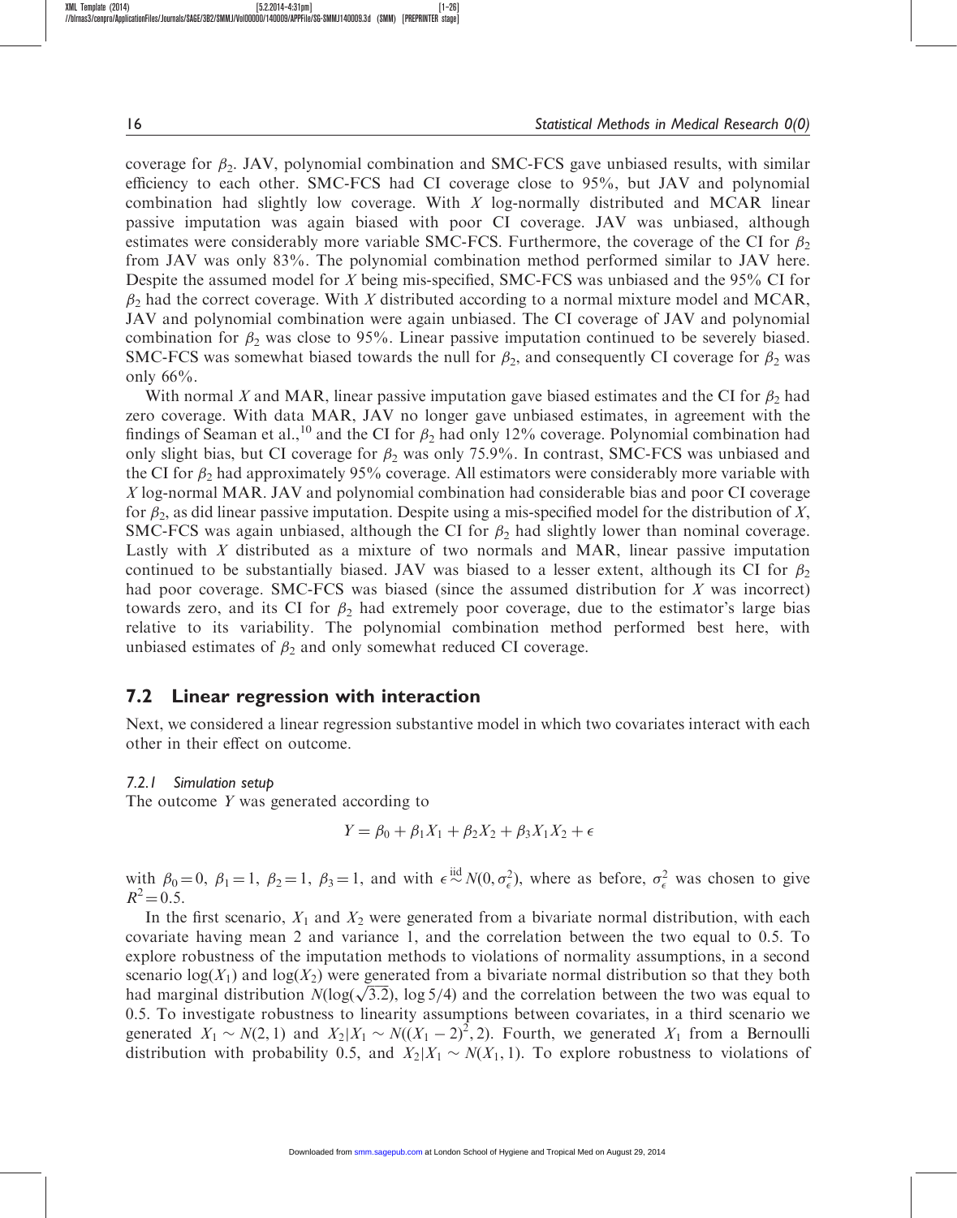coverage for $\beta_2$. JAV, polynomial combination and SMC-FCS gave unbiased results, with similar efficiency to each other. SMC-FCS had CI coverage close to 95%, but JAV and polynomial combination had slightly low coverage. With $X$ log-normally distributed and MCAR linear passive imputation was again biased with poor CI coverage. JAV was unbiased, although estimates were considerably more variable SMC-FCS. Furthermore, the coverage of the CI for $\beta_2$ from JAV was only 83%. The polynomial combination method performed similar to JAV here. Despite the assumed model for $X$ being mis-specified, SMC-FCS was unbiased and the 95% CI for $\beta_2$ had the correct coverage. With $X$ distributed according to a normal mixture model and MCAR, JAV and polynomial combination were again unbiased. The CI coverage of JAV and polynomial combination for $\beta_2$ was close to 95%. Linear passive imputation continued to be severely biased. SMC-FCS was somewhat biased towards the null for $\beta_2$, and consequently CI coverage for $\beta_2$ was only 66%.

With normal $X$ and MAR, linear passive imputation gave biased estimates and the CI for $\beta_2$ had zero coverage. With data MAR, JAV no longer gave unbiased estimates, in agreement with the findings of Seaman et al.,[10] and the CI for $\beta_2$ had only 12% coverage. Polynomial combination had only slight bias, but CI coverage for $\beta_2$ was only 75.9%. In contrast, SMC-FCS was unbiased and the CI for $\beta_2$ had approximately 95% coverage. All estimators were considerably more variable with $X$ log-normal MAR. JAV and polynomial combination had considerable bias and poor CI coverage for $\beta_2$, as did linear passive imputation. Despite using a mis-specified model for the distribution of $X$, SMC-FCS was again unbiased, although the CI for $\beta_2$ had slightly lower than nominal coverage. Lastly with $X$ distributed as a mixture of two normals and MAR, linear passive imputation continued to be substantially biased. JAV was biased to a lesser extent, although its CI for $\beta_2$ had poor coverage. SMC-FCS was biased (since the assumed distribution for $X$ was incorrect) towards zero, and its CI for $\beta_2$ had extremely poor coverage, due to the estimator's large bias relative to its variability. The polynomial combination method performed best here, with unbiased estimates of $\beta_2$ and only somewhat reduced CI coverage.

## 7.2 Linear regression with interaction

Next, we considered a linear regression substantive model in which two covariates interact with each other in their effect on outcome.

### 7.2.1 Simulation setup

The outcome $Y$ was generated according to

$$Y = \beta_0 + \beta_1 X_1 + \beta_2 X_2 + \beta_3 X_1 X_2 + \epsilon$$

with $\beta_0 = 0$, $\beta_1 = 1$, $\beta_2 = 1$, $\beta_3 = 1$, and with $\epsilon \overset{\text{iid}}{\sim} N(0, \sigma^2_\epsilon)$, where as before, $\sigma^2_\epsilon$ was chosen to give $R^2 = 0.5$.

In the first scenario, $X_1$ and $X_2$ were generated from a bivariate normal distribution, with each covariate having mean 2 and variance 1, and the correlation between the two equal to 0.5. To explore robustness of the imputation methods to violations of normality assumptions, in a second scenario $\log(X_1)$ and $\log(X_2)$ were generated from a bivariate normal distribution so that they both had marginal distribution $N(\log(\sqrt{3.2}), \log 5/4)$ and the correlation between the two was equal to 0.5. To investigate robustness to linearity assumptions between covariates, in a third scenario we generated $X_1 \sim N(2, 1)$ and $X_2|X_1 \sim N((X_1 - 2)^2, 2)$. Fourth, we generated $X_1$ from a Bernoulli distribution with probability 0.5, and $X_2|X_1 \sim N(X_1, 1)$. To explore robustness to violations of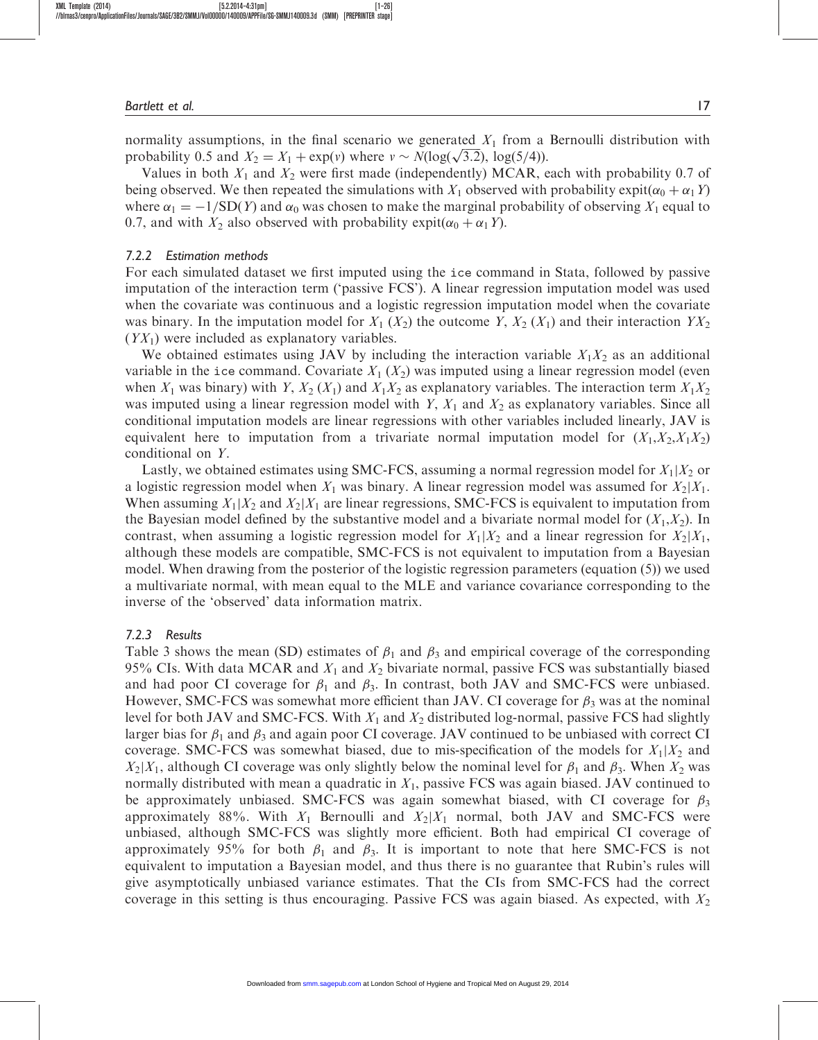normality assumptions, in the final scenario we generated $X_1$ from a Bernoulli distribution with probability 0.5 and $X_2 = X_1 + \exp(v)$ where $v \sim N(\log(\sqrt{3.2}), \log(5/4))$.

Values in both $X_1$ and $X_2$ were first made (independently) MCAR, each with probability 0.7 of being observed. We then repeated the simulations with $X_1$ observed with probability $\text{expit}(\alpha_0 + \alpha_1 Y)$ where $\alpha_1 = -1/\text{SD}(Y)$ and $\alpha_0$ was chosen to make the marginal probability of observing $X_1$ equal to 0.7, and with $X_2$ also observed with probability $\text{expit}(\alpha_0 + \alpha_1 Y)$.

#### 7.2.2 Estimation methods

For each simulated dataset we first imputed using the ice command in Stata, followed by passive imputation of the interaction term ('passive FCS'). A linear regression imputation model was used when the covariate was continuous and a logistic regression imputation model when the covariate was binary. In the imputation model for $X_1$ ($X_2$) the outcome $Y$, $X_2$ ($X_1$) and their interaction $YX_2$ ($YX_1$) were included as explanatory variables.

We obtained estimates using JAV by including the interaction variable $X_1X_2$ as an additional variable in the ice command. Covariate $X_1$ ($X_2$) was imputed using a linear regression model (even when $X_1$ was binary) with $Y$, $X_2$ ($X_1$) and $X_1X_2$ as explanatory variables. The interaction term $X_1X_2$ was imputed using a linear regression model with $Y$, $X_1$ and $X_2$ as explanatory variables. Since all conditional imputation models are linear regressions with other variables included linearly, JAV is equivalent here to imputation from a trivariate normal imputation model for $(X_1, X_2, X_1X_2)$ conditional on $Y$.

Lastly, we obtained estimates using SMC-FCS, assuming a normal regression model for $X_1|X_2$ or a logistic regression model when $X_1$ was binary. A linear regression model was assumed for $X_2|X_1$. When assuming $X_1|X_2$ and $X_2|X_1$ are linear regressions, SMC-FCS is equivalent to imputation from the Bayesian model defined by the substantive model and a bivariate normal model for $(X_1, X_2)$. In contrast, when assuming a logistic regression model for $X_1|X_2$ and a linear regression for $X_2|X_1$, although these models are compatible, SMC-FCS is not equivalent to imputation from a Bayesian model. When drawing from the posterior of the logistic regression parameters (equation (5)) we used a multivariate normal, with mean equal to the MLE and variance covariance corresponding to the inverse of the 'observed' data information matrix.

#### 7.2.3 Results

Table 3 shows the mean (SD) estimates of $\beta_1$ and $\beta_3$ and empirical coverage of the corresponding 95% CIs. With data MCAR and $X_1$ and $X_2$ bivariate normal, passive FCS was substantially biased and had poor CI coverage for $\beta_1$ and $\beta_3$. In contrast, both JAV and SMC-FCS were unbiased. However, SMC-FCS was somewhat more efficient than JAV. CI coverage for $\beta_3$ was at the nominal level for both JAV and SMC-FCS. With $X_1$ and $X_2$ distributed log-normal, passive FCS had slightly larger bias for $\beta_1$ and $\beta_3$ and again poor CI coverage. JAV continued to be unbiased with correct CI coverage. SMC-FCS was somewhat biased, due to mis-specification of the models for $X_1|X_2$ and $X_2|X_1$, although CI coverage was only slightly below the nominal level for $\beta_1$ and $\beta_3$. When $X_2$ was normally distributed with mean a quadratic in $X_1$, passive FCS was again biased. JAV continued to be approximately unbiased. SMC-FCS was again somewhat biased, with CI coverage for $\beta_3$ approximately 88%. With $X_1$ Bernoulli and $X_2|X_1$ normal, both JAV and SMC-FCS were unbiased, although SMC-FCS was slightly more efficient. Both had empirical CI coverage of approximately 95% for both $\beta_1$ and $\beta_3$. It is important to note that here SMC-FCS is not equivalent to imputation a Bayesian model, and thus there is no guarantee that Rubin's rules will give asymptotically unbiased variance estimates. That the CIs from SMC-FCS had the correct coverage in this setting is thus encouraging. Passive FCS was again biased. As expected, with $X_2$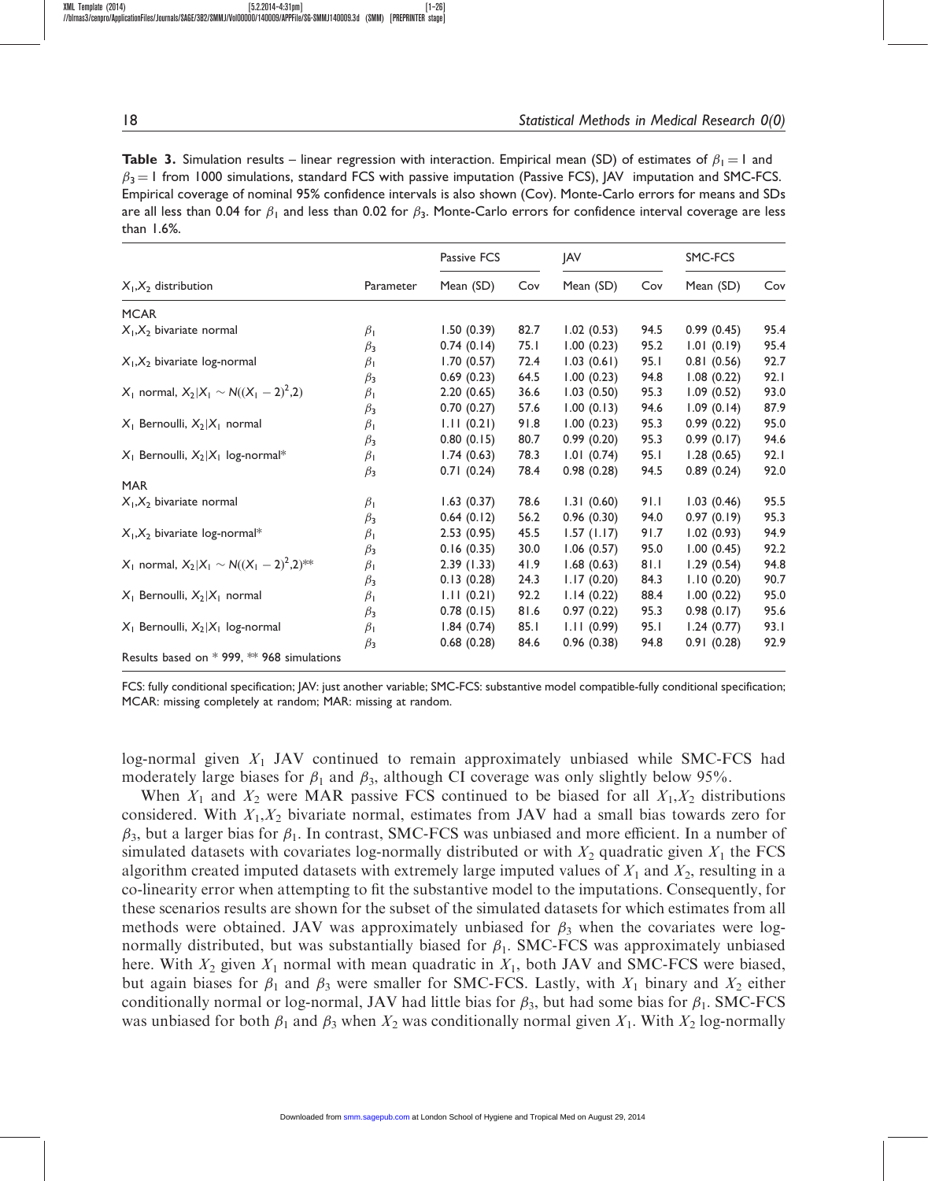**Table 3.** Simulation results – linear regression with interaction. Empirical mean (SD) of estimates of $\beta_1 = 1$ and $\beta_3 = 1$ from 1000 simulations, standard FCS with passive imputation (Passive FCS), JAV imputation and SMC-FCS. Empirical coverage of nominal 95% confidence intervals is also shown (Cov). Monte-Carlo errors for means and SDs are all less than 0.04 for $\beta_1$ and less than 0.02 for $\beta_3$. Monte-Carlo errors for confidence interval coverage are less than 1.6%.

| | | Passive FCS | | JAV | | SMC-FCS | |
|---|---|---|---|---|---|---|---|
| $X_1$,$X_2$ distribution | Parameter | Mean (SD) | Cov | Mean (SD) | Cov | Mean (SD) | Cov |
| MCAR | | | | | | | |
| $X_1$,$X_2$ bivariate normal | $\beta_1$ | 1.50 (0.39) | 82.7 | 1.02 (0.53) | 94.5 | 0.99 (0.45) | 95.4 |
| | $\beta_3$ | 0.74 (0.14) | 75.1 | 1.00 (0.23) | 95.2 | 1.01 (0.19) | 95.4 |
| $X_1$,$X_2$ bivariate log-normal | $\beta_1$ | 1.70 (0.57) | 72.4 | 1.03 (0.61) | 95.1 | 0.81 (0.56) | 92.7 |
| | $\beta_3$ | 0.69 (0.23) | 64.5 | 1.00 (0.23) | 94.8 | 1.08 (0.22) | 92.1 |
| $X_1$ normal, $X_2 \vert X_1 \sim N((X_1-2)^2,2)$ | $\beta_1$ | 2.20 (0.65) | 36.6 | 1.03 (0.50) | 95.3 | 1.09 (0.52) | 93.0 |
| | $\beta_3$ | 0.70 (0.27) | 57.6 | 1.00 (0.13) | 94.6 | 1.09 (0.14) | 87.9 |
| $X_1$ Bernoulli, $X_2 \vert X_1$ normal | $\beta_1$ | 1.11 (0.21) | 91.8 | 1.00 (0.23) | 95.3 | 0.99 (0.22) | 95.0 |
| | $\beta_3$ | 0.80 (0.15) | 80.7 | 0.99 (0.20) | 95.3 | 0.99 (0.17) | 94.6 |
| $X_1$ Bernoulli, $X_2 \vert X_1$ log-normal* | $\beta_1$ | 1.74 (0.63) | 78.3 | 1.01 (0.74) | 95.1 | 1.28 (0.65) | 92.1 |
| | $\beta_3$ | 0.71 (0.24) | 78.4 | 0.98 (0.28) | 94.5 | 0.89 (0.24) | 92.0 |
| MAR | | | | | | | |
| $X_1$,$X_2$ bivariate normal | $\beta_1$ | 1.63 (0.37) | 78.6 | 1.31 (0.60) | 91.1 | 1.03 (0.46) | 95.5 |
| | $\beta_3$ | 0.64 (0.12) | 56.2 | 0.96 (0.30) | 94.0 | 0.97 (0.19) | 95.3 |
| $X_1$,$X_2$ bivariate log-normal* | $\beta_1$ | 2.53 (0.95) | 45.5 | 1.57 (1.17) | 91.7 | 1.02 (0.93) | 94.9 |
| | $\beta_3$ | 0.16 (0.35) | 30.0 | 1.06 (0.57) | 95.0 | 1.00 (0.45) | 92.2 |
| $X_1$ normal, $X_2 \vert X_1 \sim N((X_1-2)^2,2)$** | $\beta_1$ | 2.39 (1.33) | 41.9 | 1.68 (0.63) | 81.1 | 1.29 (0.54) | 94.8 |
| | $\beta_3$ | 0.13 (0.28) | 24.3 | 1.17 (0.20) | 84.3 | 1.10 (0.20) | 90.7 |
| $X_1$ Bernoulli, $X_2 \vert X_1$ normal | $\beta_1$ | 1.11 (0.21) | 92.2 | 1.14 (0.22) | 88.4 | 1.00 (0.22) | 95.0 |
| | $\beta_3$ | 0.78 (0.15) | 81.6 | 0.97 (0.22) | 95.3 | 0.98 (0.17) | 95.6 |
| $X_1$ Bernoulli, $X_2 \vert X_1$ log-normal | $\beta_1$ | 1.84 (0.74) | 85.1 | 1.11 (0.99) | 95.1 | 1.24 (0.77) | 93.1 |
| | $\beta_3$ | 0.68 (0.28) | 84.6 | 0.96 (0.38) | 94.8 | 0.91 (0.28) | 92.9 |

Results based on * 999, ** 968 simulations

FCS: fully conditional specification; JAV: just another variable; SMC-FCS: substantive model compatible-fully conditional specification; MCAR: missing completely at random; MAR: missing at random.

log-normal given $X_1$ JAV continued to remain approximately unbiased while SMC-FCS had moderately large biases for $\beta_1$ and $\beta_3$, although CI coverage was only slightly below 95%.

When $X_1$ and $X_2$ were MAR passive FCS continued to be biased for all $X_1$,$X_2$ distributions considered. With $X_1$,$X_2$ bivariate normal, estimates from JAV had a small bias towards zero for $\beta_3$, but a larger bias for $\beta_1$. In contrast, SMC-FCS was unbiased and more efficient. In a number of simulated datasets with covariates log-normally distributed or with $X_2$ quadratic given $X_1$ the FCS algorithm created imputed datasets with extremely large imputed values of $X_1$ and $X_2$, resulting in a co-linearity error when attempting to fit the substantive model to the imputations. Consequently, for these scenarios results are shown for the subset of the simulated datasets for which estimates from all methods were obtained. JAV was approximately unbiased for $\beta_3$ when the covariates were log-normally distributed, but was substantially biased for $\beta_1$. SMC-FCS was approximately unbiased here. With $X_2$ given $X_1$ normal with mean quadratic in $X_1$, both JAV and SMC-FCS were biased, but again biases for $\beta_1$ and $\beta_3$ were smaller for SMC-FCS. Lastly, with $X_1$ binary and $X_2$ either conditionally normal or log-normal, JAV had little bias for $\beta_3$, but had some bias for $\beta_1$. SMC-FCS was unbiased for both $\beta_1$ and $\beta_3$ when $X_2$ was conditionally normal given $X_1$. With $X_2$ log-normally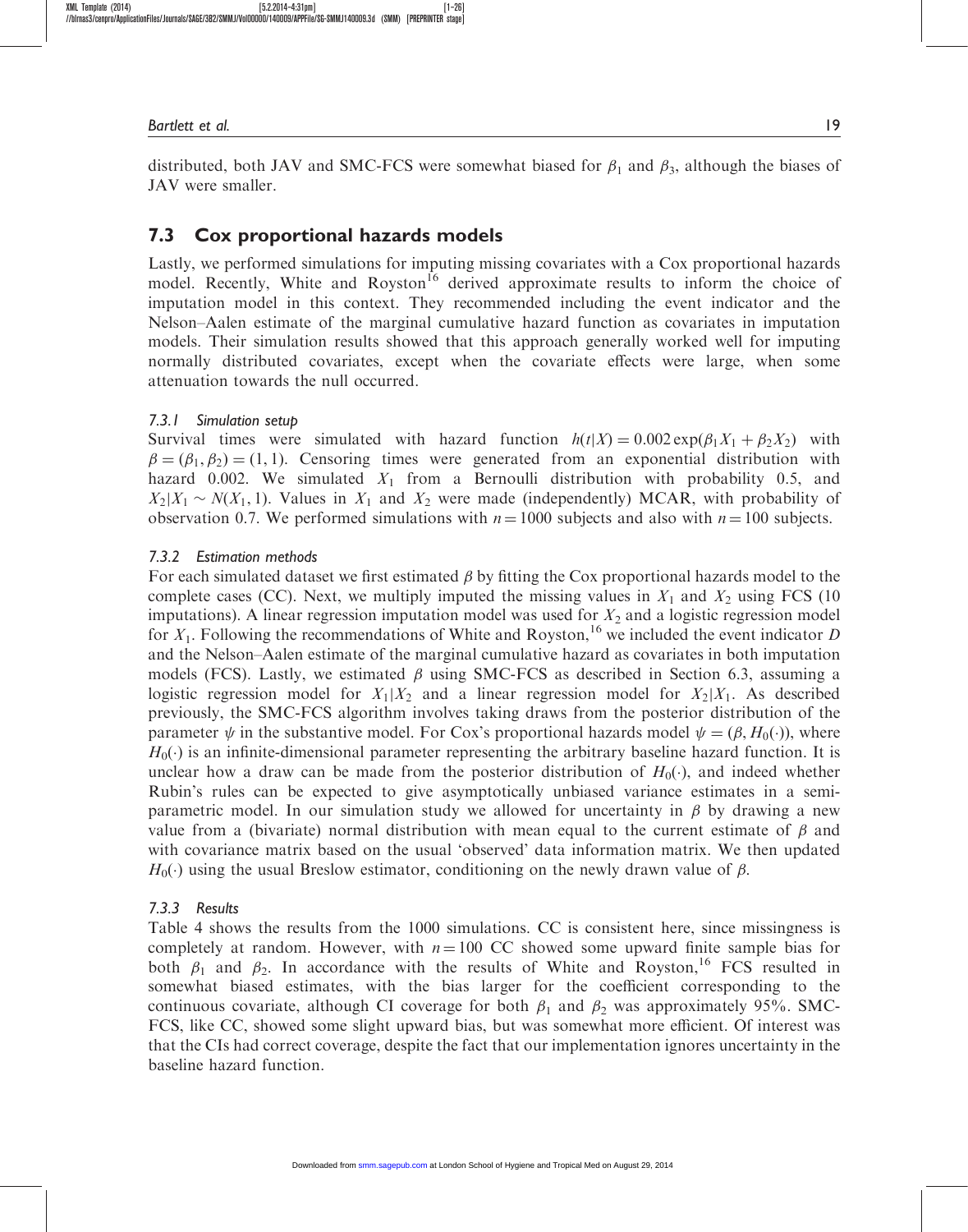distributed, both JAV and SMC-FCS were somewhat biased for $\beta_1$ and $\beta_3$, although the biases of JAV were smaller.

## 7.3 Cox proportional hazards models

Lastly, we performed simulations for imputing missing covariates with a Cox proportional hazards model. Recently, White and Royston[16] derived approximate results to inform the choice of imputation model in this context. They recommended including the event indicator and the Nelson–Aalen estimate of the marginal cumulative hazard function as covariates in imputation models. Their simulation results showed that this approach generally worked well for imputing normally distributed covariates, except when the covariate effects were large, when some attenuation towards the null occurred.

### 7.3.1 Simulation setup

Survival times were simulated with hazard function $h(t|X) = 0.002\exp(\beta_1 X_1 + \beta_2 X_2)$ with $\beta = (\beta_1, \beta_2) = (1, 1)$. Censoring times were generated from an exponential distribution with hazard 0.002. We simulated $X_1$ from a Bernoulli distribution with probability 0.5, and $X_2|X_1 \sim N(X_1, 1)$. Values in $X_1$ and $X_2$ were made (independently) MCAR, with probability of observation 0.7. We performed simulations with $n = 1000$ subjects and also with $n = 100$ subjects.

### 7.3.2 Estimation methods

For each simulated dataset we first estimated $\beta$ by fitting the Cox proportional hazards model to the complete cases (CC). Next, we multiply imputed the missing values in $X_1$ and $X_2$ using FCS (10 imputations). A linear regression imputation model was used for $X_2$ and a logistic regression model for $X_1$. Following the recommendations of White and Royston,[16] we included the event indicator $D$ and the Nelson–Aalen estimate of the marginal cumulative hazard as covariates in both imputation models (FCS). Lastly, we estimated $\beta$ using SMC-FCS as described in Section 6.3, assuming a logistic regression model for $X_1|X_2$ and a linear regression model for $X_2|X_1$. As described previously, the SMC-FCS algorithm involves taking draws from the posterior distribution of the parameter $\psi$ in the substantive model. For Cox's proportional hazards model $\psi = (\beta, H_0(\cdot))$, where $H_0(\cdot)$ is an infinite-dimensional parameter representing the arbitrary baseline hazard function. It is unclear how a draw can be made from the posterior distribution of $H_0(\cdot)$, and indeed whether Rubin's rules can be expected to give asymptotically unbiased variance estimates in a semi-parametric model. In our simulation study we allowed for uncertainty in $\beta$ by drawing a new value from a (bivariate) normal distribution with mean equal to the current estimate of $\beta$ and with covariance matrix based on the usual 'observed' data information matrix. We then updated $H_0(\cdot)$ using the usual Breslow estimator, conditioning on the newly drawn value of $\beta$.

### 7.3.3 Results

Table 4 shows the results from the 1000 simulations. CC is consistent here, since missingness is completely at random. However, with $n = 100$ CC showed some upward finite sample bias for both $\beta_1$ and $\beta_2$. In accordance with the results of White and Royston,[16] FCS resulted in somewhat biased estimates, with the bias larger for the coefficient corresponding to the continuous covariate, although CI coverage for both $\beta_1$ and $\beta_2$ was approximately 95%. SMC-FCS, like CC, showed some slight upward bias, but was somewhat more efficient. Of interest was that the CIs had correct coverage, despite the fact that our implementation ignores uncertainty in the baseline hazard function.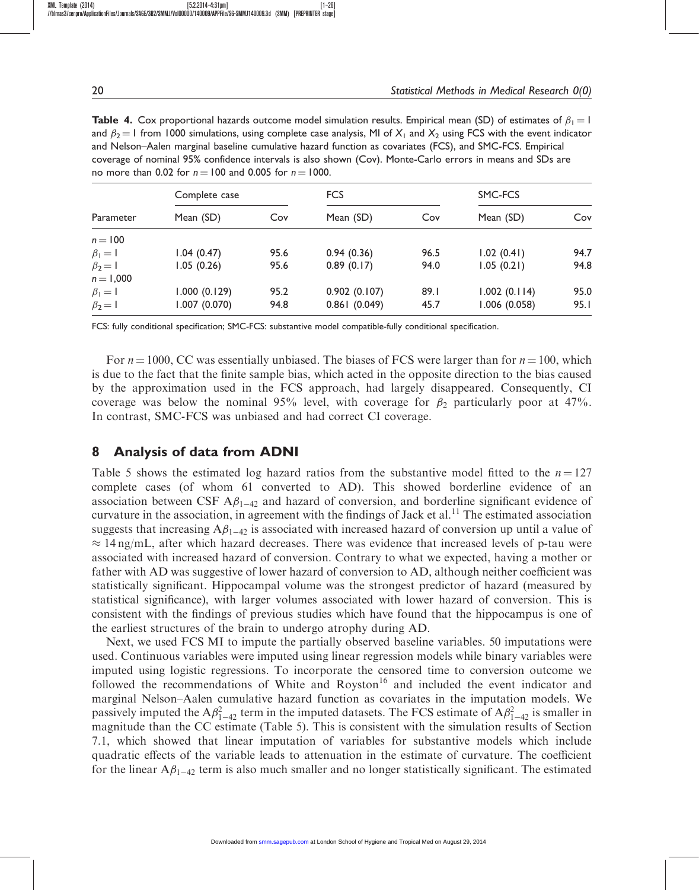**Table 4.** Cox proportional hazards outcome model simulation results. Empirical mean (SD) of estimates of $\beta_1 = 1$ and $\beta_2 = 1$ from 1000 simulations, using complete case analysis, MI of $X_1$ and $X_2$ using FCS with the event indicator and Nelson–Aalen marginal baseline cumulative hazard function as covariates (FCS), and SMC-FCS. Empirical coverage of nominal 95% confidence intervals is also shown (Cov). Monte-Carlo errors in means and SDs are no more than 0.02 for $n = 100$ and 0.005 for $n = 1000$.

| | Complete case | | FCS | | SMC-FCS | |
|---|---|---|---|---|---|---|
| Parameter | Mean (SD) | Cov | Mean (SD) | Cov | Mean (SD) | Cov |
| $n = 100$ | | | | | | |
| $\beta_1 = 1$ | 1.04 (0.47) | 95.6 | 0.94 (0.36) | 96.5 | 1.02 (0.41) | 94.7 |
| $\beta_2 = 1$ | 1.05 (0.26) | 95.6 | 0.89 (0.17) | 94.0 | 1.05 (0.21) | 94.8 |
| $n = 1,000$ | | | | | | |
| $\beta_1 = 1$ | 1.000 (0.129) | 95.2 | 0.902 (0.107) | 89.1 | 1.002 (0.114) | 95.0 |
| $\beta_2 = 1$ | 1.007 (0.070) | 94.8 | 0.861 (0.049) | 45.7 | 1.006 (0.058) | 95.1 |

FCS: fully conditional specification; SMC-FCS: substantive model compatible-fully conditional specification.

For $n = 1000$, CC was essentially unbiased. The biases of FCS were larger than for $n = 100$, which is due to the fact that the finite sample bias, which acted in the opposite direction to the bias caused by the approximation used in the FCS approach, had largely disappeared. Consequently, CI coverage was below the nominal 95% level, with coverage for $\beta_2$ particularly poor at 47%. In contrast, SMC-FCS was unbiased and had correct CI coverage.

## 8 Analysis of data from ADNI

Table 5 shows the estimated log hazard ratios from the substantive model fitted to the $n = 127$ complete cases (of whom 61 converted to AD). This showed borderline evidence of an association between CSF $A\beta_{1-42}$ and hazard of conversion, and borderline significant evidence of curvature in the association, in agreement with the findings of Jack et al.[11] The estimated association suggests that increasing $A\beta_{1-42}$ is associated with increased hazard of conversion up until a value of $\approx 14$ ng/mL, after which hazard decreases. There was evidence that increased levels of p-tau were associated with increased hazard of conversion. Contrary to what we expected, having a mother or father with AD was suggestive of lower hazard of conversion to AD, although neither coefficient was statistically significant. Hippocampal volume was the strongest predictor of hazard (measured by statistical significance), with larger volumes associated with lower hazard of conversion. This is consistent with the findings of previous studies which have found that the hippocampus is one of the earliest structures of the brain to undergo atrophy during AD.

Next, we used FCS MI to impute the partially observed baseline variables. 50 imputations were used. Continuous variables were imputed using linear regression models while binary variables were imputed using logistic regressions. To incorporate the censored time to conversion outcome we followed the recommendations of White and Royston[16] and included the event indicator and marginal Nelson–Aalen cumulative hazard function as covariates in the imputation models. We passively imputed the $A\beta_{1-42}^2$ term in the imputed datasets. The FCS estimate of $A\beta_{1-42}^2$ is smaller in magnitude than the CC estimate (Table 5). This is consistent with the simulation results of Section 7.1, which showed that linear imputation of variables for substantive models which include quadratic effects of the variable leads to attenuation in the estimate of curvature. The coefficient for the linear $A\beta_{1-42}$ term is also much smaller and no longer statistically significant. The estimated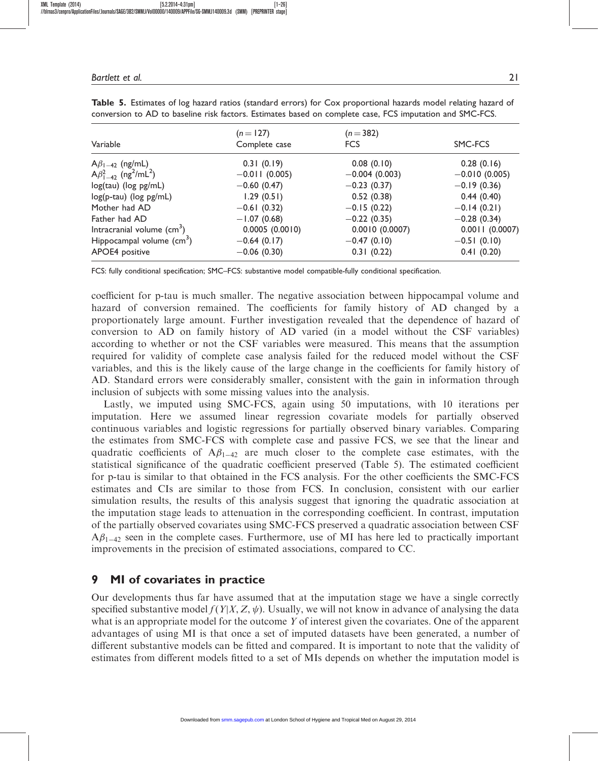**Table 5.** Estimates of log hazard ratios (standard errors) for Cox proportional hazards model relating hazard of conversion to AD to baseline risk factors. Estimates based on complete case, FCS imputation and SMC-FCS.

| Variable | ($n = 127$) Complete case | ($n = 382$) FCS | SMC-FCS |
|---|---|---|---|
| $A\beta_{1-42}$ (ng/mL) | 0.31 (0.19) | 0.08 (0.10) | 0.28 (0.16) |
| $A\beta_{1-42}^2$ (ng$^2$/mL$^2$) | −0.011 (0.005) | −0.004 (0.003) | −0.010 (0.005) |
| log(tau) (log pg/mL) | −0.60 (0.47) | −0.23 (0.37) | −0.19 (0.36) |
| log(p-tau) (log pg/mL) | 1.29 (0.51) | 0.52 (0.38) | 0.44 (0.40) |
| Mother had AD | −0.61 (0.32) | −0.15 (0.22) | −0.14 (0.21) |
| Father had AD | −1.07 (0.68) | −0.22 (0.35) | −0.28 (0.34) |
| Intracranial volume (cm$^3$) | 0.0005 (0.0010) | 0.0010 (0.0007) | 0.0011 (0.0007) |
| Hippocampal volume (cm$^3$) | −0.64 (0.17) | −0.47 (0.10) | −0.51 (0.10) |
| APOE4 positive | −0.06 (0.30) | 0.31 (0.22) | 0.41 (0.20) |

FCS: fully conditional specification; SMC–FCS: substantive model compatible-fully conditional specification.

coefficient for p-tau is much smaller. The negative association between hippocampal volume and hazard of conversion remained. The coefficients for family history of AD changed by a proportionately large amount. Further investigation revealed that the dependence of hazard of conversion to AD on family history of AD varied (in a model without the CSF variables) according to whether or not the CSF variables were measured. This means that the assumption required for validity of complete case analysis failed for the reduced model without the CSF variables, and this is the likely cause of the large change in the coefficients for family history of AD. Standard errors were considerably smaller, consistent with the gain in information through inclusion of subjects with some missing values into the analysis.

Lastly, we imputed using SMC-FCS, again using 50 imputations, with 10 iterations per imputation. Here we assumed linear regression covariate models for partially observed continuous variables and logistic regressions for partially observed binary variables. Comparing the estimates from SMC-FCS with complete case and passive FCS, we see that the linear and quadratic coefficients of $A\beta_{1-42}$ are much closer to the complete case estimates, with the statistical significance of the quadratic coefficient preserved (Table 5). The estimated coefficient for p-tau is similar to that obtained in the FCS analysis. For the other coefficients the SMC-FCS estimates and CIs are similar to those from FCS. In conclusion, consistent with our earlier simulation results, the results of this analysis suggest that ignoring the quadratic association at the imputation stage leads to attenuation in the corresponding coefficient. In contrast, imputation of the partially observed covariates using SMC-FCS preserved a quadratic association between CSF $A\beta_{1-42}$ seen in the complete cases. Furthermore, use of MI has here led to practically important improvements in the precision of estimated associations, compared to CC.

## 9 MI of covariates in practice

Our developments thus far have assumed that at the imputation stage we have a single correctly specified substantive model $f(Y|X, Z, \psi)$. Usually, we will not know in advance of analysing the data what is an appropriate model for the outcome $Y$ of interest given the covariates. One of the apparent advantages of using MI is that once a set of imputed datasets have been generated, a number of different substantive models can be fitted and compared. It is important to note that the validity of estimates from different models fitted to a set of MIs depends on whether the imputation model is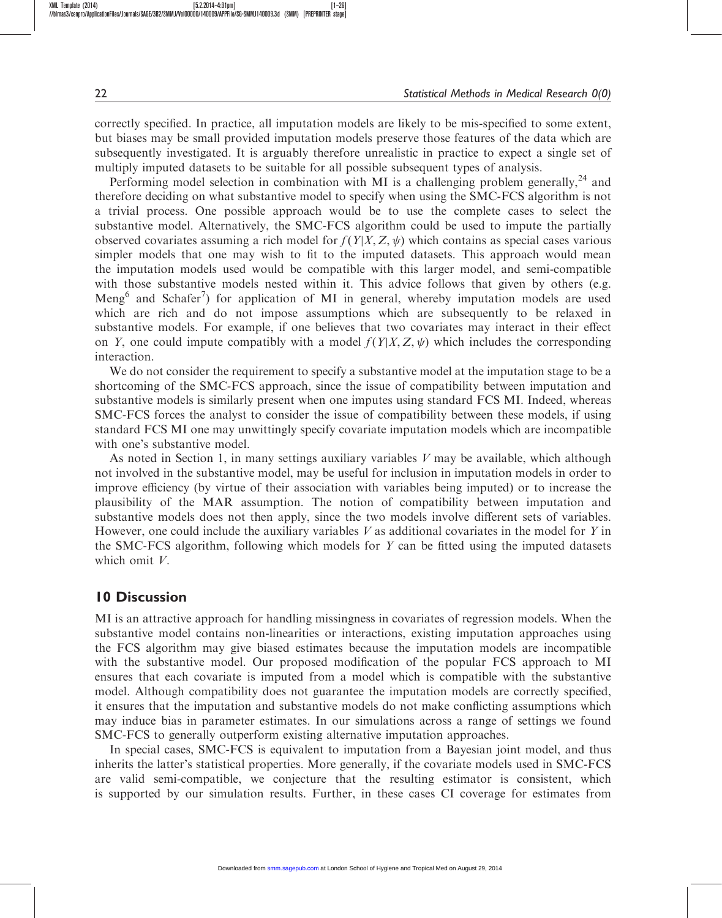correctly specified. In practice, all imputation models are likely to be mis-specified to some extent, but biases may be small provided imputation models preserve those features of the data which are subsequently investigated. It is arguably therefore unrealistic in practice to expect a single set of multiply imputed datasets to be suitable for all possible subsequent types of analysis.

Performing model selection in combination with MI is a challenging problem generally,[24] and therefore deciding on what substantive model to specify when using the SMC-FCS algorithm is not a trivial process. One possible approach would be to use the complete cases to select the substantive model. Alternatively, the SMC-FCS algorithm could be used to impute the partially observed covariates assuming a rich model for $f(Y|X, Z, \psi)$ which contains as special cases various simpler models that one may wish to fit to the imputed datasets. This approach would mean the imputation models used would be compatible with this larger model, and semi-compatible with those substantive models nested within it. This advice follows that given by others (e.g. Meng[6] and Schafer[7]) for application of MI in general, whereby imputation models are used which are rich and do not impose assumptions which are subsequently to be relaxed in substantive models. For example, if one believes that two covariates may interact in their effect on $Y$, one could impute compatibly with a model $f(Y|X, Z, \psi)$ which includes the corresponding interaction.

We do not consider the requirement to specify a substantive model at the imputation stage to be a shortcoming of the SMC-FCS approach, since the issue of compatibility between imputation and substantive models is similarly present when one imputes using standard FCS MI. Indeed, whereas SMC-FCS forces the analyst to consider the issue of compatibility between these models, if using standard FCS MI one may unwittingly specify covariate imputation models which are incompatible with one's substantive model.

As noted in Section 1, in many settings auxiliary variables $V$ may be available, which although not involved in the substantive model, may be useful for inclusion in imputation models in order to improve efficiency (by virtue of their association with variables being imputed) or to increase the plausibility of the MAR assumption. The notion of compatibility between imputation and substantive models does not then apply, since the two models involve different sets of variables. However, one could include the auxiliary variables $V$ as additional covariates in the model for $Y$ in the SMC-FCS algorithm, following which models for $Y$ can be fitted using the imputed datasets which omit $V$.

## 10 Discussion

MI is an attractive approach for handling missingness in covariates of regression models. When the substantive model contains non-linearities or interactions, existing imputation approaches using the FCS algorithm may give biased estimates because the imputation models are incompatible with the substantive model. Our proposed modification of the popular FCS approach to MI ensures that each covariate is imputed from a model which is compatible with the substantive model. Although compatibility does not guarantee the imputation models are correctly specified, it ensures that the imputation and substantive models do not make conflicting assumptions which may induce bias in parameter estimates. In our simulations across a range of settings we found SMC-FCS to generally outperform existing alternative imputation approaches.

In special cases, SMC-FCS is equivalent to imputation from a Bayesian joint model, and thus inherits the latter's statistical properties. More generally, if the covariate models used in SMC-FCS are valid semi-compatible, we conjecture that the resulting estimator is consistent, which is supported by our simulation results. Further, in these cases CI coverage for estimates from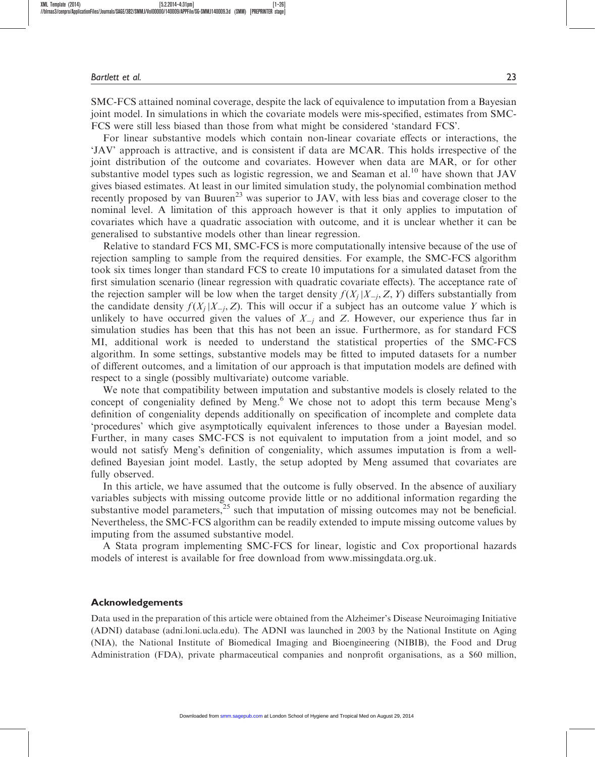SMC-FCS attained nominal coverage, despite the lack of equivalence to imputation from a Bayesian joint model. In simulations in which the covariate models were mis-specified, estimates from SMC-FCS were still less biased than those from what might be considered 'standard FCS'.

For linear substantive models which contain non-linear covariate effects or interactions, the 'JAV' approach is attractive, and is consistent if data are MCAR. This holds irrespective of the joint distribution of the outcome and covariates. However when data are MAR, or for other substantive model types such as logistic regression, we and Seaman et al.[10] have shown that JAV gives biased estimates. At least in our limited simulation study, the polynomial combination method recently proposed by van Buuren[23] was superior to JAV, with less bias and coverage closer to the nominal level. A limitation of this approach however is that it only applies to imputation of covariates which have a quadratic association with outcome, and it is unclear whether it can be generalised to substantive models other than linear regression.

Relative to standard FCS MI, SMC-FCS is more computationally intensive because of the use of rejection sampling to sample from the required densities. For example, the SMC-FCS algorithm took six times longer than standard FCS to create 10 imputations for a simulated dataset from the first simulation scenario (linear regression with quadratic covariate effects). The acceptance rate of the rejection sampler will be low when the target density $f(X_j|X_{-j}, Z, Y)$ differs substantially from the candidate density $f(X_j|X_{-j}, Z)$. This will occur if a subject has an outcome value $Y$ which is unlikely to have occurred given the values of $X_{-j}$ and $Z$. However, our experience thus far in simulation studies has been that this has not been an issue. Furthermore, as for standard FCS MI, additional work is needed to understand the statistical properties of the SMC-FCS algorithm. In some settings, substantive models may be fitted to imputed datasets for a number of different outcomes, and a limitation of our approach is that imputation models are defined with respect to a single (possibly multivariate) outcome variable.

We note that compatibility between imputation and substantive models is closely related to the concept of congeniality defined by Meng.[6] We chose not to adopt this term because Meng's definition of congeniality depends additionally on specification of incomplete and complete data 'procedures' which give asymptotically equivalent inferences to those under a Bayesian model. Further, in many cases SMC-FCS is not equivalent to imputation from a joint model, and so would not satisfy Meng's definition of congeniality, which assumes imputation is from a well-defined Bayesian joint model. Lastly, the setup adopted by Meng assumed that covariates are fully observed.

In this article, we have assumed that the outcome is fully observed. In the absence of auxiliary variables subjects with missing outcome provide little or no additional information regarding the substantive model parameters,[25] such that imputation of missing outcomes may not be beneficial. Nevertheless, the SMC-FCS algorithm can be readily extended to impute missing outcome values by imputing from the assumed substantive model.

A Stata program implementing SMC-FCS for linear, logistic and Cox proportional hazards models of interest is available for free download from www.missingdata.org.uk.

## Acknowledgements

Data used in the preparation of this article were obtained from the Alzheimer's Disease Neuroimaging Initiative (ADNI) database (adni.loni.ucla.edu). The ADNI was launched in 2003 by the National Institute on Aging (NIA), the National Institute of Biomedical Imaging and Bioengineering (NIBIB), the Food and Drug Administration (FDA), private pharmaceutical companies and nonprofit organisations, as a $60 million,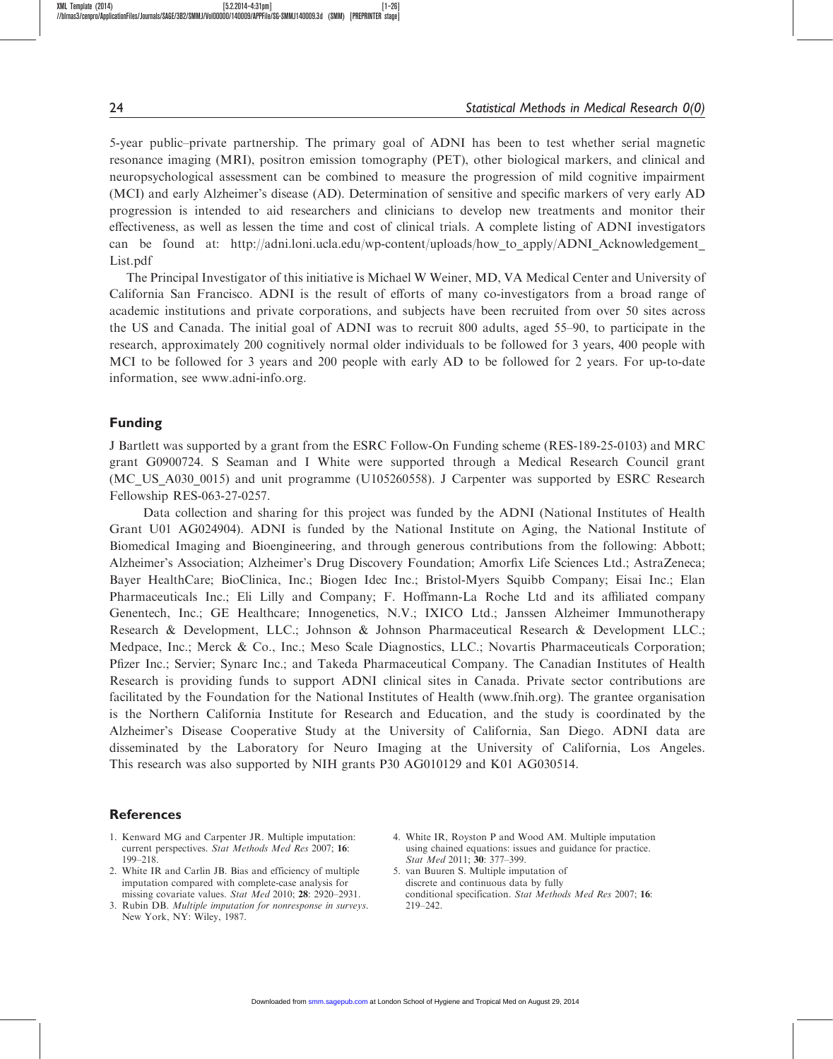5-year public–private partnership. The primary goal of ADNI has been to test whether serial magnetic resonance imaging (MRI), positron emission tomography (PET), other biological markers, and clinical and neuropsychological assessment can be combined to measure the progression of mild cognitive impairment (MCI) and early Alzheimer's disease (AD). Determination of sensitive and specific markers of very early AD progression is intended to aid researchers and clinicians to develop new treatments and monitor their effectiveness, as well as lessen the time and cost of clinical trials. A complete listing of ADNI investigators can be found at: http://adni.loni.ucla.edu/wp-content/uploads/how_to_apply/ADNI_Acknowledgement_List.pdf

The Principal Investigator of this initiative is Michael W Weiner, MD, VA Medical Center and University of California San Francisco. ADNI is the result of efforts of many co-investigators from a broad range of academic institutions and private corporations, and subjects have been recruited from over 50 sites across the US and Canada. The initial goal of ADNI was to recruit 800 adults, aged 55–90, to participate in the research, approximately 200 cognitively normal older individuals to be followed for 3 years, 400 people with MCI to be followed for 3 years and 200 people with early AD to be followed for 2 years. For up-to-date information, see www.adni-info.org.

## Funding

J Bartlett was supported by a grant from the ESRC Follow-On Funding scheme (RES-189-25-0103) and MRC grant G0900724. S Seaman and I White were supported through a Medical Research Council grant (MC_US_A030_0015) and unit programme (U105260558). J Carpenter was supported by ESRC Research Fellowship RES-063-27-0257.

Data collection and sharing for this project was funded by the ADNI (National Institutes of Health Grant U01 AG024904). ADNI is funded by the National Institute on Aging, the National Institute of Biomedical Imaging and Bioengineering, and through generous contributions from the following: Abbott; Alzheimer's Association; Alzheimer's Drug Discovery Foundation; Amorfix Life Sciences Ltd.; AstraZeneca; Bayer HealthCare; BioClinica, Inc.; Biogen Idec Inc.; Bristol-Myers Squibb Company; Eisai Inc.; Elan Pharmaceuticals Inc.; Eli Lilly and Company; F. Hoffmann-La Roche Ltd and its affiliated company Genentech, Inc.; GE Healthcare; Innogenetics, N.V.; IXICO Ltd.; Janssen Alzheimer Immunotherapy Research & Development, LLC.; Johnson & Johnson Pharmaceutical Research & Development LLC.; Medpace, Inc.; Merck & Co., Inc.; Meso Scale Diagnostics, LLC.; Novartis Pharmaceuticals Corporation; Pfizer Inc.; Servier; Synarc Inc.; and Takeda Pharmaceutical Company. The Canadian Institutes of Health Research is providing funds to support ADNI clinical sites in Canada. Private sector contributions are facilitated by the Foundation for the National Institutes of Health (www.fnih.org). The grantee organisation is the Northern California Institute for Research and Education, and the study is coordinated by the Alzheimer's Disease Cooperative Study at the University of California, San Diego. ADNI data are disseminated by the Laboratory for Neuro Imaging at the University of California, Los Angeles. This research was also supported by NIH grants P30 AG010129 and K01 AG030514.

## References

1. Kenward MG and Carpenter JR. Multiple imputation: current perspectives. *Stat Methods Med Res* 2007; **16**: 199–218.
2. White IR and Carlin JB. Bias and efficiency of multiple imputation compared with complete-case analysis for missing covariate values. *Stat Med* 2010; **28**: 2920–2931.
3. Rubin DB. *Multiple imputation for nonresponse in surveys*. New York, NY: Wiley, 1987.
4. White IR, Royston P and Wood AM. Multiple imputation using chained equations: issues and guidance for practice. *Stat Med* 2011; **30**: 377–399.
5. van Buuren S. Multiple imputation of discrete and continuous data by fully conditional specification. *Stat Methods Med Res* 2007; **16**: 219–242.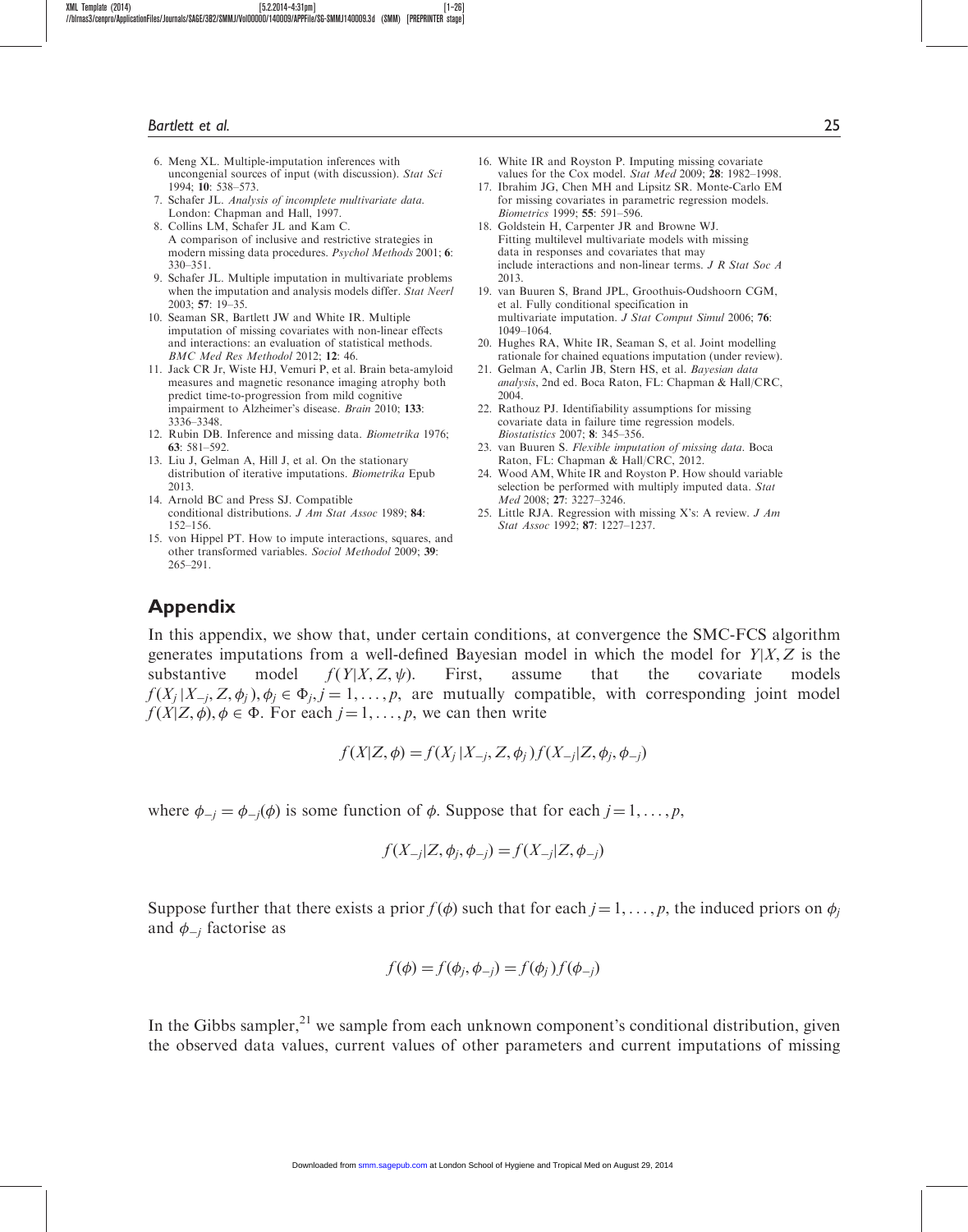6. Meng XL. Multiple-imputation inferences with uncongenial sources of input (with discussion). *Stat Sci* 1994; **10**: 538–573.
7. Schafer JL. *Analysis of incomplete multivariate data*. London: Chapman and Hall, 1997.
8. Collins LM, Schafer JL and Kam C. A comparison of inclusive and restrictive strategies in modern missing data procedures. *Psychol Methods* 2001; **6**: 330–351.
9. Schafer JL. Multiple imputation in multivariate problems when the imputation and analysis models differ. *Stat Neerl* 2003; **57**: 19–35.
10. Seaman SR, Bartlett JW and White IR. Multiple imputation of missing covariates with non-linear effects and interactions: an evaluation of statistical methods. *BMC Med Res Methodol* 2012; **12**: 46.
11. Jack CR Jr, Wiste HJ, Vemuri P, et al. Brain beta-amyloid measures and magnetic resonance imaging atrophy both predict time-to-progression from mild cognitive impairment to Alzheimer's disease. *Brain* 2010; **133**: 3336–3348.
12. Rubin DB. Inference and missing data. *Biometrika* 1976; **63**: 581–592.
13. Liu J, Gelman A, Hill J, et al. On the stationary distribution of iterative imputations. *Biometrika* Epub 2013.
14. Arnold BC and Press SJ. Compatible conditional distributions. *J Am Stat Assoc* 1989; **84**: 152–156.
15. von Hippel PT. How to impute interactions, squares, and other transformed variables. *Sociol Methodol* 2009; **39**: 265–291.
16. White IR and Royston P. Imputing missing covariate values for the Cox model. *Stat Med* 2009; **28**: 1982–1998.
17. Ibrahim JG, Chen MH and Lipsitz SR. Monte-Carlo EM for missing covariates in parametric regression models. *Biometrics* 1999; **55**: 591–596.
18. Goldstein H, Carpenter JR and Browne WJ. Fitting multilevel multivariate models with missing data in responses and covariates that may include interactions and non-linear terms. *J R Stat Soc A* 2013.
19. van Buuren S, Brand JPL, Groothuis-Oudshoorn CGM, et al. Fully conditional specification in multivariate imputation. *J Stat Comput Simul* 2006; **76**: 1049–1064.
20. Hughes RA, White IR, Seaman S, et al. Joint modelling rationale for chained equations imputation (under review).
21. Gelman A, Carlin JB, Stern HS, et al. *Bayesian data analysis*, 2nd ed. Boca Raton, FL: Chapman & Hall/CRC, 2004.
22. Rathouz PJ. Identifiability assumptions for missing covariate data in failure time regression models. *Biostatistics* 2007; **8**: 345–356.
23. van Buuren S. *Flexible imputation of missing data*. Boca Raton, FL: Chapman & Hall/CRC, 2012.
24. Wood AM, White IR and Royston P. How should variable selection be performed with multiply imputed data. *Stat Med* 2008; **27**: 3227–3246.
25. Little RJA. Regression with missing X's: A review. *J Am Stat Assoc* 1992; **87**: 1227–1237.

## Appendix

In this appendix, we show that, under certain conditions, at convergence the SMC-FCS algorithm generates imputations from a well-defined Bayesian model in which the model for $Y|X,Z$ is the substantive model $f(Y|X,Z,\psi)$. First, assume that the covariate models $f(X_j|X_{-j},Z,\phi_j), \phi_j \in \Phi_j, j=1,\ldots,p$, are mutually compatible, with corresponding joint model $f(X|Z,\phi), \phi \in \Phi$. For each $j=1,\ldots,p$, we can then write

$$f(X|Z,\phi) = f(X_j|X_{-j},Z,\phi_j)f(X_{-j}|Z,\phi_j,\phi_{-j})$$

where $\phi_{-j} = \phi_{-j}(\phi)$ is some function of $\phi$. Suppose that for each $j=1,\ldots,p$,

$$f(X_{-j}|Z,\phi_j,\phi_{-j}) = f(X_{-j}|Z,\phi_{-j})$$

Suppose further that there exists a prior $f(\phi)$ such that for each $j=1,\ldots,p$, the induced priors on $\phi_j$ and $\phi_{-j}$ factorise as

$$f(\phi) = f(\phi_j,\phi_{-j}) = f(\phi_j)f(\phi_{-j})$$

In the Gibbs sampler,[21] we sample from each unknown component's conditional distribution, given the observed data values, current values of other parameters and current imputations of missing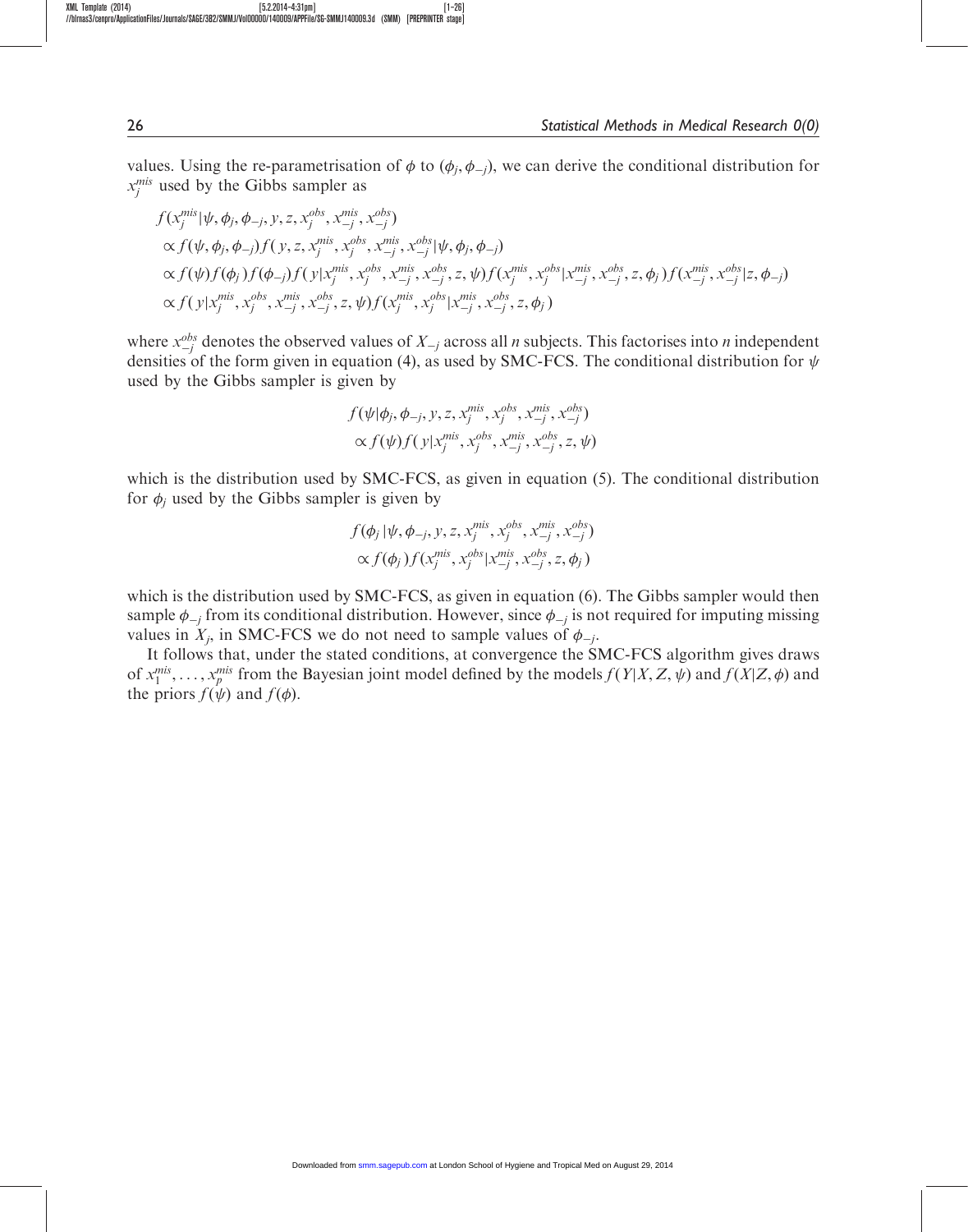values. Using the re-parametrisation of $\phi$ to $(\phi_j, \phi_{-j})$, we can derive the conditional distribution for $x_j^{mis}$ used by the Gibbs sampler as

$$
\begin{aligned}
& f(x_j^{mis}|\psi, \phi_j, \phi_{-j}, y, z, x_j^{obs}, x_{-j}^{mis}, x_{-j}^{obs}) \\
& \propto f(\psi, \phi_j, \phi_{-j}) f(y, z, x_j^{mis}, x_j^{obs}, x_{-j}^{mis}, x_{-j}^{obs}|\psi, \phi_j, \phi_{-j}) \\
& \propto f(\psi) f(\phi_j) f(\phi_{-j}) f(y|x_j^{mis}, x_j^{obs}, x_{-j}^{mis}, x_{-j}^{obs}, z, \psi) f(x_j^{mis}, x_j^{obs}|x_{-j}^{mis}, x_{-j}^{obs}, z, \phi_j) f(x_{-j}^{mis}, x_{-j}^{obs}|z, \phi_{-j}) \\
& \propto f(y|x_j^{mis}, x_j^{obs}, x_{-j}^{mis}, x_{-j}^{obs}, z, \psi) f(x_j^{mis}, x_j^{obs}|x_{-j}^{mis}, x_{-j}^{obs}, z, \phi_j)
\end{aligned}
$$

where $x_{-j}^{obs}$ denotes the observed values of $X_{-j}$ across all $n$ subjects. This factorises into $n$ independent densities of the form given in equation (4), as used by SMC-FCS. The conditional distribution for $\psi$ used by the Gibbs sampler is given by

$$
\begin{aligned}
& f(\psi|\phi_j, \phi_{-j}, y, z, x_j^{mis}, x_j^{obs}, x_{-j}^{mis}, x_{-j}^{obs}) \\
& \propto f(\psi) f(y|x_j^{mis}, x_j^{obs}, x_{-j}^{mis}, x_{-j}^{obs}, z, \psi)
\end{aligned}
$$

which is the distribution used by SMC-FCS, as given in equation (5). The conditional distribution for $\phi_j$ used by the Gibbs sampler is given by

$$
\begin{aligned}
& f(\phi_j|\psi, \phi_{-j}, y, z, x_j^{mis}, x_j^{obs}, x_{-j}^{mis}, x_{-j}^{obs}) \\
& \propto f(\phi_j) f(x_j^{mis}, x_j^{obs}|x_{-j}^{mis}, x_{-j}^{obs}, z, \phi_j)
\end{aligned}
$$

which is the distribution used by SMC-FCS, as given in equation (6). The Gibbs sampler would then sample $\phi_{-j}$ from its conditional distribution. However, since $\phi_{-j}$ is not required for imputing missing values in $X_j$, in SMC-FCS we do not need to sample values of $\phi_{-j}$.

It follows that, under the stated conditions, at convergence the SMC-FCS algorithm gives draws of $x_1^{mis}, \ldots, x_p^{mis}$ from the Bayesian joint model defined by the models $f(Y|X, Z, \psi)$ and $f(X|Z, \phi)$ and the priors $f(\psi)$ and $f(\phi)$.